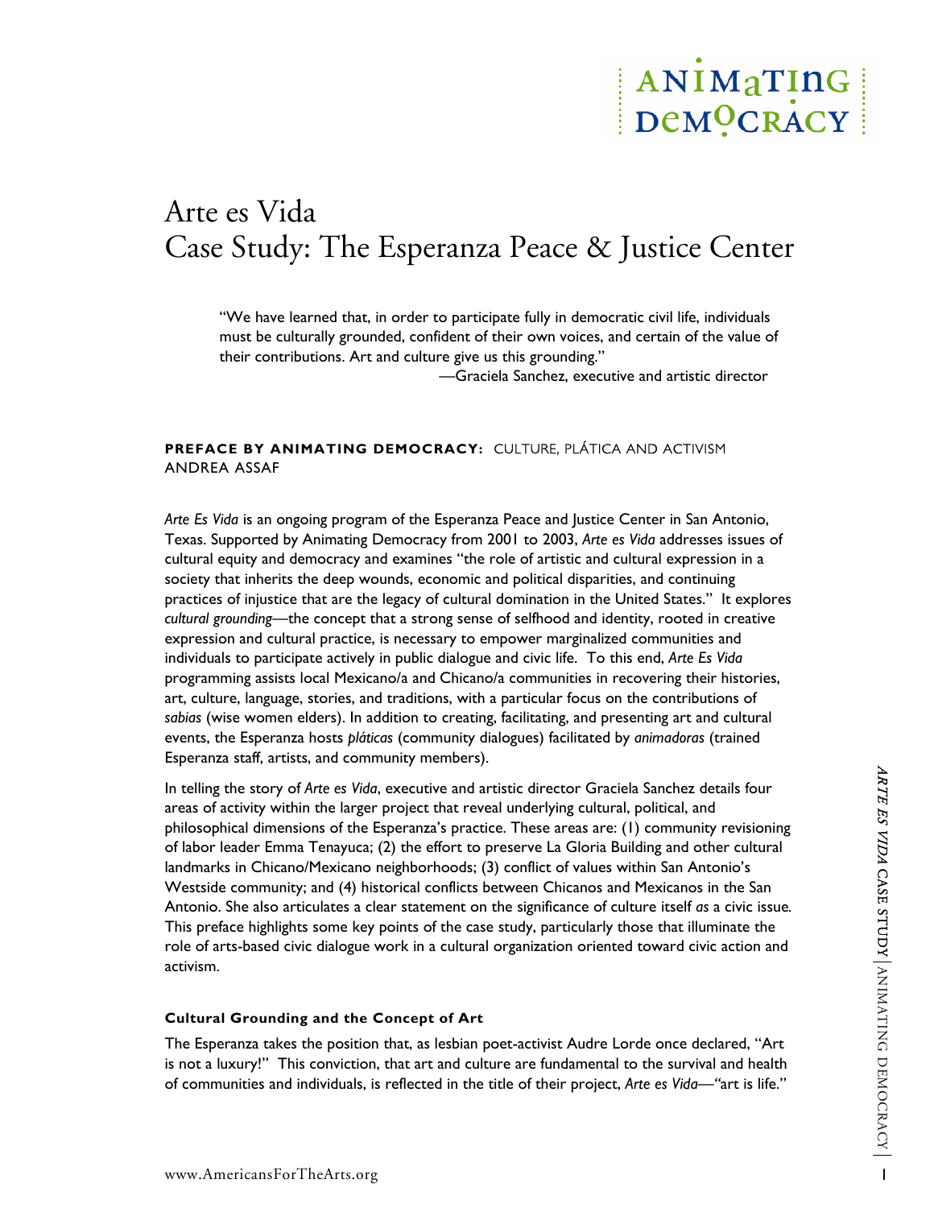# Arte es Vida
# Case Study: The Esperanza Peace & Justice Center

> "We have learned that, in order to participate fully in democratic civil life, individuals must be culturally grounded, confident of their own voices, and certain of the value of their contributions. Art and culture give us this grounding."
>
> —Graciela Sanchez, executive and artistic director

## PREFACE BY ANIMATING DEMOCRACY: CULTURE, PLÁTICA AND ACTIVISM
ANDREA ASSAF

*Arte Es Vida* is an ongoing program of the Esperanza Peace and Justice Center in San Antonio, Texas. Supported by Animating Democracy from 2001 to 2003, *Arte es Vida* addresses issues of cultural equity and democracy and examines "the role of artistic and cultural expression in a society that inherits the deep wounds, economic and political disparities, and continuing practices of injustice that are the legacy of cultural domination in the United States." It explores *cultural grounding*—the concept that a strong sense of selfhood and identity, rooted in creative expression and cultural practice, is necessary to empower marginalized communities and individuals to participate actively in public dialogue and civic life. To this end, *Arte Es Vida* programming assists local Mexicano/a and Chicano/a communities in recovering their histories, art, culture, language, stories, and traditions, with a particular focus on the contributions of *sabias* (wise women elders). In addition to creating, facilitating, and presenting art and cultural events, the Esperanza hosts *pláticas* (community dialogues) facilitated by *animadoras* (trained Esperanza staff, artists, and community members).

In telling the story of *Arte es Vida*, executive and artistic director Graciela Sanchez details four areas of activity within the larger project that reveal underlying cultural, political, and philosophical dimensions of the Esperanza's practice. These areas are: (1) community revisioning of labor leader Emma Tenayuca; (2) the effort to preserve La Gloria Building and other cultural landmarks in Chicano/Mexicano neighborhoods; (3) conflict of values within San Antonio's Westside community; and (4) historical conflicts between Chicanos and Mexicanos in the San Antonio. She also articulates a clear statement on the significance of culture itself *as* a civic issue. This preface highlights some key points of the case study, particularly those that illuminate the role of arts-based civic dialogue work in a cultural organization oriented toward civic action and activism.

### Cultural Grounding and the Concept of Art

The Esperanza takes the position that, as lesbian poet-activist Audre Lorde once declared, "Art is not a luxury!" This conviction, that art and culture are fundamental to the survival and health of communities and individuals, is reflected in the title of their project, *Arte es Vida*—"art is life."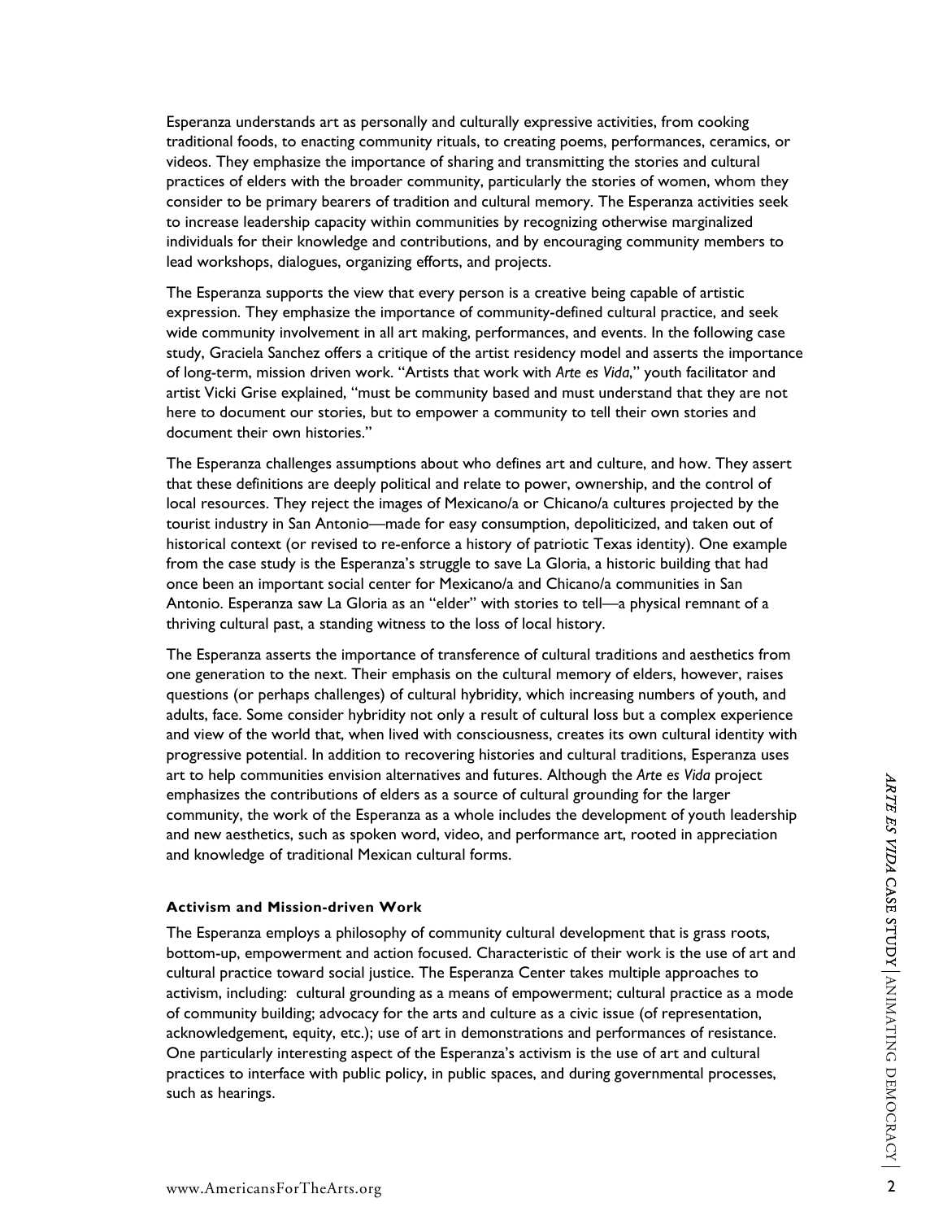Esperanza understands art as personally and culturally expressive activities, from cooking traditional foods, to enacting community rituals, to creating poems, performances, ceramics, or videos. They emphasize the importance of sharing and transmitting the stories and cultural practices of elders with the broader community, particularly the stories of women, whom they consider to be primary bearers of tradition and cultural memory. The Esperanza activities seek to increase leadership capacity within communities by recognizing otherwise marginalized individuals for their knowledge and contributions, and by encouraging community members to lead workshops, dialogues, organizing efforts, and projects.

The Esperanza supports the view that every person is a creative being capable of artistic expression. They emphasize the importance of community-defined cultural practice, and seek wide community involvement in all art making, performances, and events. In the following case study, Graciela Sanchez offers a critique of the artist residency model and asserts the importance of long-term, mission driven work. "Artists that work with *Arte es Vida*," youth facilitator and artist Vicki Grise explained, "must be community based and must understand that they are not here to document our stories, but to empower a community to tell their own stories and document their own histories."

The Esperanza challenges assumptions about who defines art and culture, and how. They assert that these definitions are deeply political and relate to power, ownership, and the control of local resources. They reject the images of Mexicano/a or Chicano/a cultures projected by the tourist industry in San Antonio—made for easy consumption, depoliticized, and taken out of historical context (or revised to re-enforce a history of patriotic Texas identity). One example from the case study is the Esperanza's struggle to save La Gloria, a historic building that had once been an important social center for Mexicano/a and Chicano/a communities in San Antonio. Esperanza saw La Gloria as an "elder" with stories to tell—a physical remnant of a thriving cultural past, a standing witness to the loss of local history.

The Esperanza asserts the importance of transference of cultural traditions and aesthetics from one generation to the next. Their emphasis on the cultural memory of elders, however, raises questions (or perhaps challenges) of cultural hybridity, which increasing numbers of youth, and adults, face. Some consider hybridity not only a result of cultural loss but a complex experience and view of the world that, when lived with consciousness, creates its own cultural identity with progressive potential. In addition to recovering histories and cultural traditions, Esperanza uses art to help communities envision alternatives and futures. Although the *Arte es Vida* project emphasizes the contributions of elders as a source of cultural grounding for the larger community, the work of the Esperanza as a whole includes the development of youth leadership and new aesthetics, such as spoken word, video, and performance art, rooted in appreciation and knowledge of traditional Mexican cultural forms.

#### Activism and Mission-driven Work

The Esperanza employs a philosophy of community cultural development that is grass roots, bottom-up, empowerment and action focused. Characteristic of their work is the use of art and cultural practice toward social justice. The Esperanza Center takes multiple approaches to activism, including: cultural grounding as a means of empowerment; cultural practice as a mode of community building; advocacy for the arts and culture as a civic issue (of representation, acknowledgement, equity, etc.); use of art in demonstrations and performances of resistance. One particularly interesting aspect of the Esperanza's activism is the use of art and cultural practices to interface with public policy, in public spaces, and during governmental processes, such as hearings.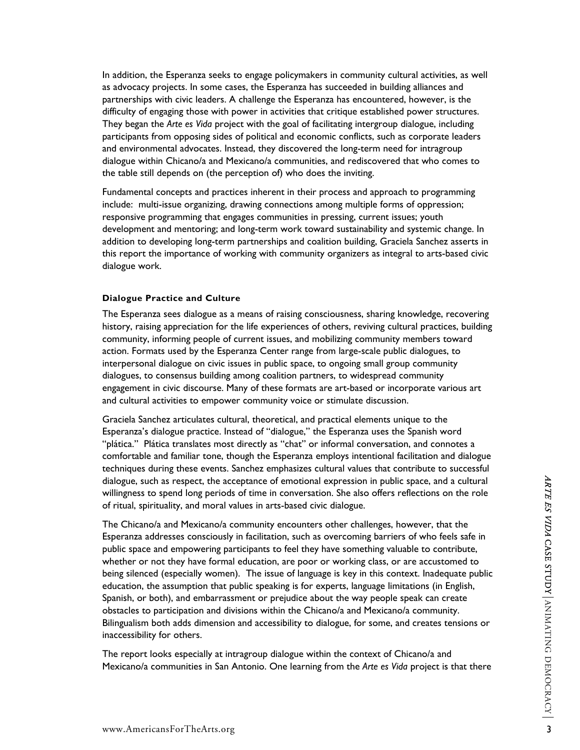In addition, the Esperanza seeks to engage policymakers in community cultural activities, as well as advocacy projects. In some cases, the Esperanza has succeeded in building alliances and partnerships with civic leaders. A challenge the Esperanza has encountered, however, is the difficulty of engaging those with power in activities that critique established power structures. They began the *Arte es Vida* project with the goal of facilitating intergroup dialogue, including participants from opposing sides of political and economic conflicts, such as corporate leaders and environmental advocates. Instead, they discovered the long-term need for intragroup dialogue within Chicano/a and Mexicano/a communities, and rediscovered that who comes to the table still depends on (the perception of) who does the inviting.

Fundamental concepts and practices inherent in their process and approach to programming include: multi-issue organizing, drawing connections among multiple forms of oppression; responsive programming that engages communities in pressing, current issues; youth development and mentoring; and long-term work toward sustainability and systemic change. In addition to developing long-term partnerships and coalition building, Graciela Sanchez asserts in this report the importance of working with community organizers as integral to arts-based civic dialogue work.

**Dialogue Practice and Culture**

The Esperanza sees dialogue as a means of raising consciousness, sharing knowledge, recovering history, raising appreciation for the life experiences of others, reviving cultural practices, building community, informing people of current issues, and mobilizing community members toward action. Formats used by the Esperanza Center range from large-scale public dialogues, to interpersonal dialogue on civic issues in public space, to ongoing small group community dialogues, to consensus building among coalition partners, to widespread community engagement in civic discourse. Many of these formats are art-based or incorporate various art and cultural activities to empower community voice or stimulate discussion.

Graciela Sanchez articulates cultural, theoretical, and practical elements unique to the Esperanza's dialogue practice. Instead of "dialogue," the Esperanza uses the Spanish word "plática." Plática translates most directly as "chat" or informal conversation, and connotes a comfortable and familiar tone, though the Esperanza employs intentional facilitation and dialogue techniques during these events. Sanchez emphasizes cultural values that contribute to successful dialogue, such as respect, the acceptance of emotional expression in public space, and a cultural willingness to spend long periods of time in conversation. She also offers reflections on the role of ritual, spirituality, and moral values in arts-based civic dialogue.

The Chicano/a and Mexicano/a community encounters other challenges, however, that the Esperanza addresses consciously in facilitation, such as overcoming barriers of who feels safe in public space and empowering participants to feel they have something valuable to contribute, whether or not they have formal education, are poor or working class, or are accustomed to being silenced (especially women). The issue of language is key in this context. Inadequate public education, the assumption that public speaking is for experts, language limitations (in English, Spanish, or both), and embarrassment or prejudice about the way people speak can create obstacles to participation and divisions within the Chicano/a and Mexicano/a community. Bilingualism both adds dimension and accessibility to dialogue, for some, and creates tensions or inaccessibility for others.

The report looks especially at intragroup dialogue within the context of Chicano/a and Mexicano/a communities in San Antonio. One learning from the *Arte es Vida* project is that there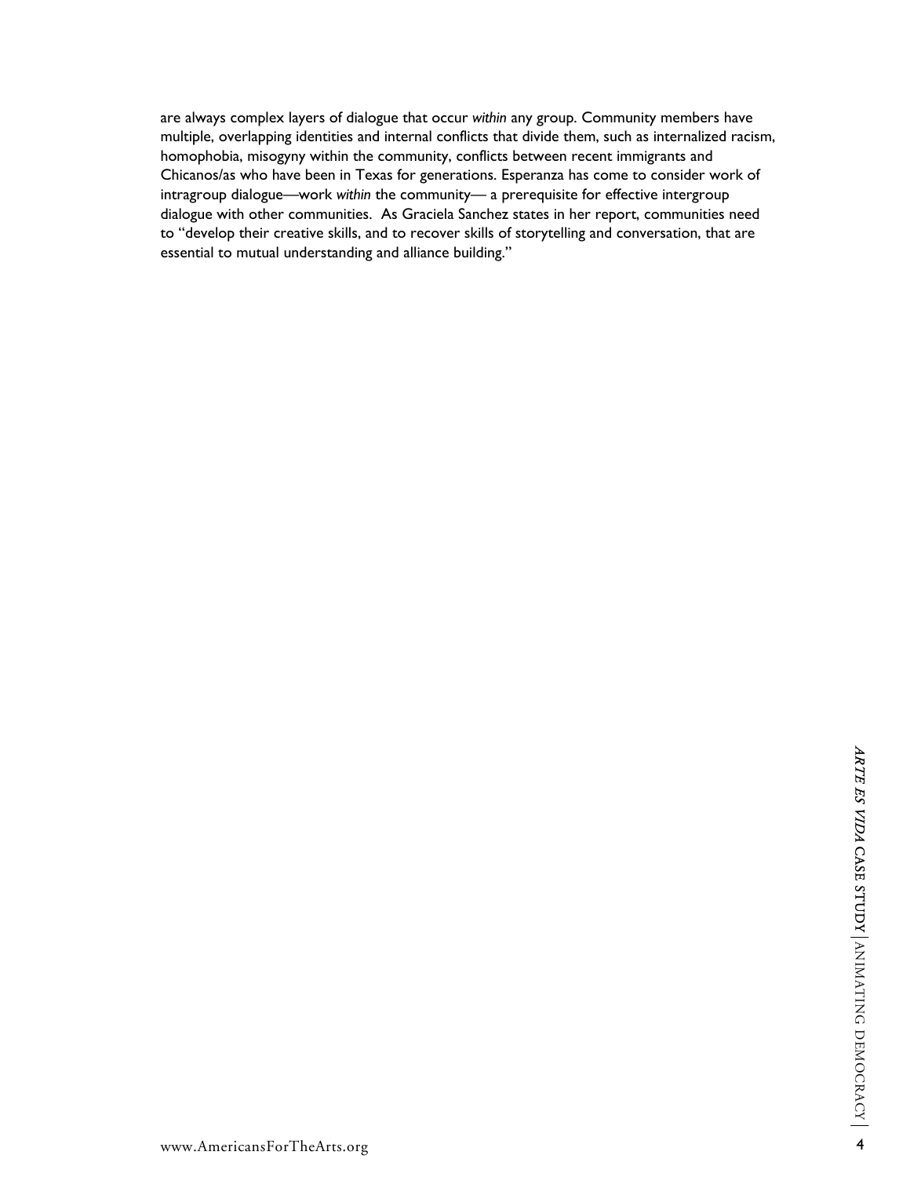are always complex layers of dialogue that occur *within* any group. Community members have multiple, overlapping identities and internal conflicts that divide them, such as internalized racism, homophobia, misogyny within the community, conflicts between recent immigrants and Chicanos/as who have been in Texas for generations. Esperanza has come to consider work of intragroup dialogue—work *within* the community— a prerequisite for effective intergroup dialogue with other communities.  As Graciela Sanchez states in her report, communities need to "develop their creative skills, and to recover skills of storytelling and conversation, that are essential to mutual understanding and alliance building."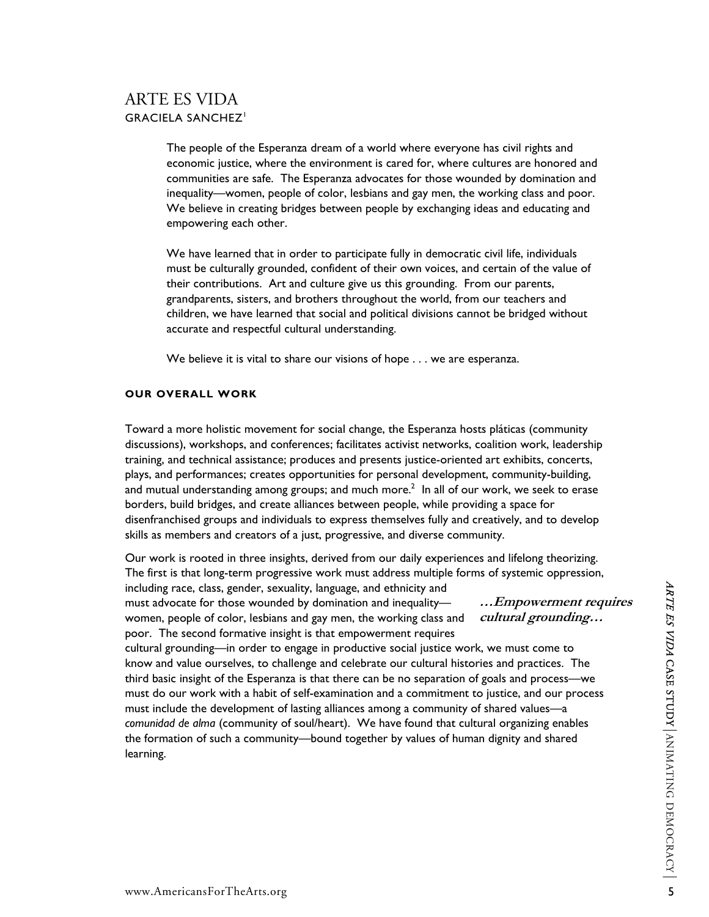# ARTE ES VIDA

GRACIELA SANCHEZ[1]

> The people of the Esperanza dream of a world where everyone has civil rights and economic justice, where the environment is cared for, where cultures are honored and communities are safe. The Esperanza advocates for those wounded by domination and inequality—women, people of color, lesbians and gay men, the working class and poor. We believe in creating bridges between people by exchanging ideas and educating and empowering each other.
>
> We have learned that in order to participate fully in democratic civil life, individuals must be culturally grounded, confident of their own voices, and certain of the value of their contributions. Art and culture give us this grounding. From our parents, grandparents, sisters, and brothers throughout the world, from our teachers and children, we have learned that social and political divisions cannot be bridged without accurate and respectful cultural understanding.
>
> We believe it is vital to share our visions of hope . . . we are esperanza.

### OUR OVERALL WORK

Toward a more holistic movement for social change, the Esperanza hosts pláticas (community discussions), workshops, and conferences; facilitates activist networks, coalition work, leadership training, and technical assistance; produces and presents justice-oriented art exhibits, concerts, plays, and performances; creates opportunities for personal development, community-building, and mutual understanding among groups; and much more.[2] In all of our work, we seek to erase borders, build bridges, and create alliances between people, while providing a space for disenfranchised groups and individuals to express themselves fully and creatively, and to develop skills as members and creators of a just, progressive, and diverse community.

Our work is rooted in three insights, derived from our daily experiences and lifelong theorizing. The first is that long-term progressive work must address multiple forms of systemic oppression, including race, class, gender, sexuality, language, and ethnicity and must advocate for those wounded by domination and inequality—women, people of color, lesbians and gay men, the working class and poor. The second formative insight is that empowerment requires cultural grounding—in order to engage in productive social justice work, we must come to know and value ourselves, to challenge and celebrate our cultural histories and practices. The third basic insight of the Esperanza is that there can be no separation of goals and process—we must do our work with a habit of self-examination and a commitment to justice, and our process must include the development of lasting alliances among a community of shared values—a *comunidad de alma* (community of soul/heart). We have found that cultural organizing enables the formation of such a community—bound together by values of human dignity and shared learning.

***…Empowerment requires cultural grounding…***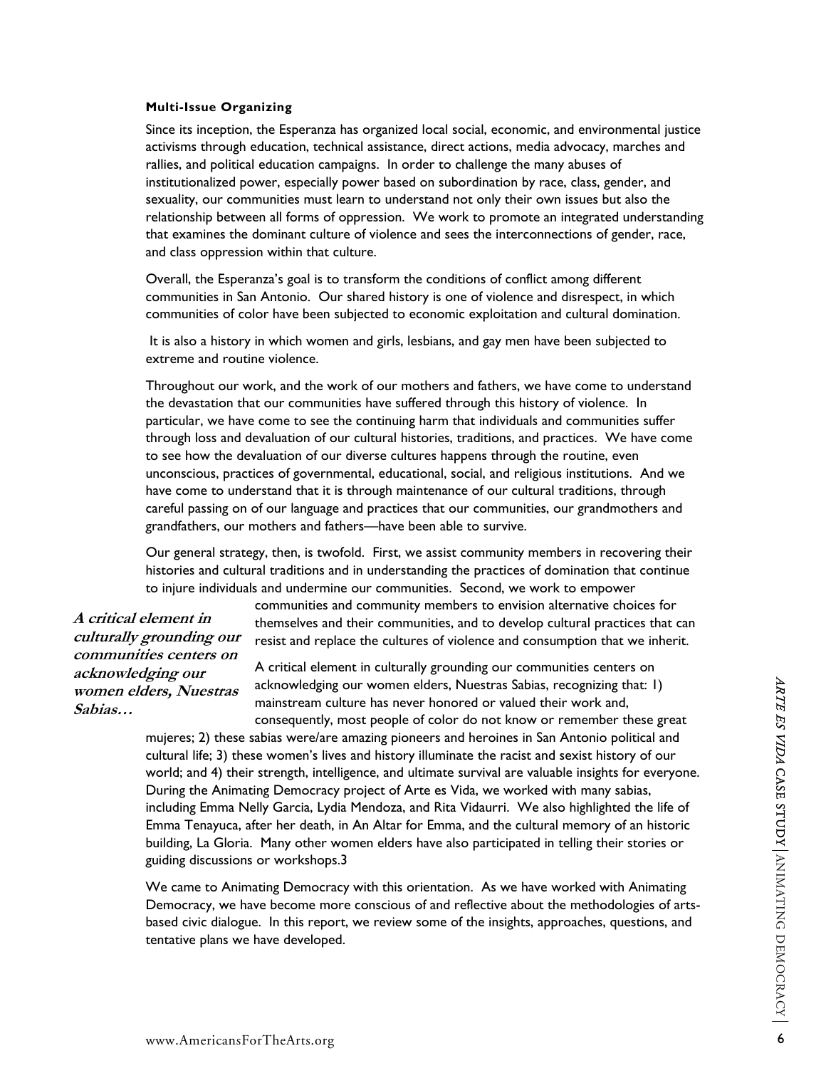**Multi-Issue Organizing**

Since its inception, the Esperanza has organized local social, economic, and environmental justice activisms through education, technical assistance, direct actions, media advocacy, marches and rallies, and political education campaigns. In order to challenge the many abuses of institutionalized power, especially power based on subordination by race, class, gender, and sexuality, our communities must learn to understand not only their own issues but also the relationship between all forms of oppression. We work to promote an integrated understanding that examines the dominant culture of violence and sees the interconnections of gender, race, and class oppression within that culture.

Overall, the Esperanza's goal is to transform the conditions of conflict among different communities in San Antonio. Our shared history is one of violence and disrespect, in which communities of color have been subjected to economic exploitation and cultural domination.

It is also a history in which women and girls, lesbians, and gay men have been subjected to extreme and routine violence.

Throughout our work, and the work of our mothers and fathers, we have come to understand the devastation that our communities have suffered through this history of violence. In particular, we have come to see the continuing harm that individuals and communities suffer through loss and devaluation of our cultural histories, traditions, and practices. We have come to see how the devaluation of our diverse cultures happens through the routine, even unconscious, practices of governmental, educational, social, and religious institutions. And we have come to understand that it is through maintenance of our cultural traditions, through careful passing on of our language and practices that our communities, our grandmothers and grandfathers, our mothers and fathers—have been able to survive.

Our general strategy, then, is twofold. First, we assist community members in recovering their histories and cultural traditions and in understanding the practices of domination that continue to injure individuals and undermine our communities. Second, we work to empower communities and community members to envision alternative choices for themselves and their communities, and to develop cultural practices that can resist and replace the cultures of violence and consumption that we inherit.

***A critical element in culturally grounding our communities centers on acknowledging our women elders, Nuestras Sabias…***

A critical element in culturally grounding our communities centers on acknowledging our women elders, Nuestras Sabias, recognizing that: 1) mainstream culture has never honored or valued their work and, consequently, most people of color do not know or remember these great mujeres; 2) these sabias were/are amazing pioneers and heroines in San Antonio political and cultural life; 3) these women's lives and history illuminate the racist and sexist history of our world; and 4) their strength, intelligence, and ultimate survival are valuable insights for everyone. During the Animating Democracy project of Arte es Vida, we worked with many sabias, including Emma Nelly Garcia, Lydia Mendoza, and Rita Vidaurri. We also highlighted the life of Emma Tenayuca, after her death, in An Altar for Emma, and the cultural memory of an historic building, La Gloria. Many other women elders have also participated in telling their stories or guiding discussions or workshops.3

We came to Animating Democracy with this orientation. As we have worked with Animating Democracy, we have become more conscious of and reflective about the methodologies of arts-based civic dialogue. In this report, we review some of the insights, approaches, questions, and tentative plans we have developed.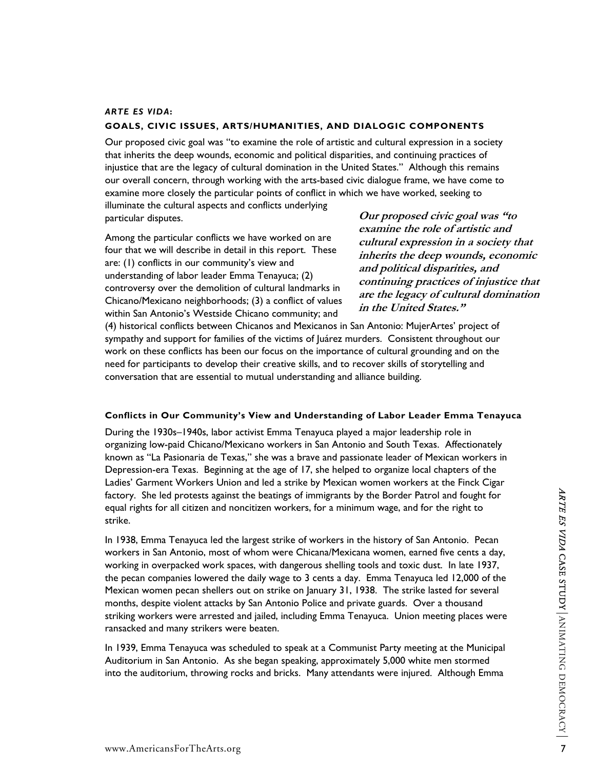***ARTE ES VIDA*:**

**GOALS, CIVIC ISSUES, ARTS/HUMANITIES, AND DIALOGIC COMPONENTS**

Our proposed civic goal was "to examine the role of artistic and cultural expression in a society that inherits the deep wounds, economic and political disparities, and continuing practices of injustice that are the legacy of cultural domination in the United States." Although this remains our overall concern, through working with the arts-based civic dialogue frame, we have come to examine more closely the particular points of conflict in which we have worked, seeking to illuminate the cultural aspects and conflicts underlying particular disputes.

***Our proposed civic goal was "to examine the role of artistic and cultural expression in a society that inherits the deep wounds, economic and political disparities, and continuing practices of injustice that are the legacy of cultural domination in the United States."***

Among the particular conflicts we have worked on are four that we will describe in detail in this report. These are: (1) conflicts in our community's view and understanding of labor leader Emma Tenayuca; (2) controversy over the demolition of cultural landmarks in Chicano/Mexicano neighborhoods; (3) a conflict of values within San Antonio's Westside Chicano community; and (4) historical conflicts between Chicanos and Mexicanos in San Antonio: MujerArtes' project of sympathy and support for families of the victims of Juárez murders. Consistent throughout our work on these conflicts has been our focus on the importance of cultural grounding and on the need for participants to develop their creative skills, and to recover skills of storytelling and conversation that are essential to mutual understanding and alliance building.

**Conflicts in Our Community's View and Understanding of Labor Leader Emma Tenayuca**

During the 1930s–1940s, labor activist Emma Tenayuca played a major leadership role in organizing low-paid Chicano/Mexicano workers in San Antonio and South Texas. Affectionately known as "La Pasionaria de Texas," she was a brave and passionate leader of Mexican workers in Depression-era Texas. Beginning at the age of 17, she helped to organize local chapters of the Ladies' Garment Workers Union and led a strike by Mexican women workers at the Finck Cigar factory. She led protests against the beatings of immigrants by the Border Patrol and fought for equal rights for all citizen and noncitizen workers, for a minimum wage, and for the right to strike.

In 1938, Emma Tenayuca led the largest strike of workers in the history of San Antonio. Pecan workers in San Antonio, most of whom were Chicana/Mexicana women, earned five cents a day, working in overpacked work spaces, with dangerous shelling tools and toxic dust. In late 1937, the pecan companies lowered the daily wage to 3 cents a day. Emma Tenayuca led 12,000 of the Mexican women pecan shellers out on strike on January 31, 1938. The strike lasted for several months, despite violent attacks by San Antonio Police and private guards. Over a thousand striking workers were arrested and jailed, including Emma Tenayuca. Union meeting places were ransacked and many strikers were beaten.

In 1939, Emma Tenayuca was scheduled to speak at a Communist Party meeting at the Municipal Auditorium in San Antonio. As she began speaking, approximately 5,000 white men stormed into the auditorium, throwing rocks and bricks. Many attendants were injured. Although Emma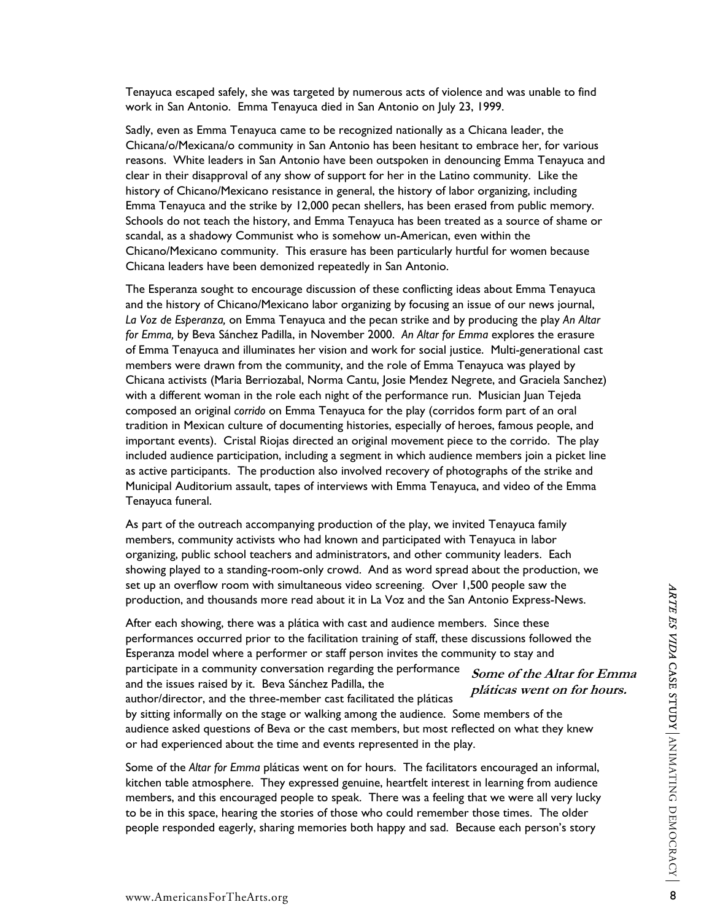Tenayuca escaped safely, she was targeted by numerous acts of violence and was unable to find work in San Antonio. Emma Tenayuca died in San Antonio on July 23, 1999.

Sadly, even as Emma Tenayuca came to be recognized nationally as a Chicana leader, the Chicana/o/Mexicana/o community in San Antonio has been hesitant to embrace her, for various reasons. White leaders in San Antonio have been outspoken in denouncing Emma Tenayuca and clear in their disapproval of any show of support for her in the Latino community. Like the history of Chicano/Mexicano resistance in general, the history of labor organizing, including Emma Tenayuca and the strike by 12,000 pecan shellers, has been erased from public memory. Schools do not teach the history, and Emma Tenayuca has been treated as a source of shame or scandal, as a shadowy Communist who is somehow un-American, even within the Chicano/Mexicano community. This erasure has been particularly hurtful for women because Chicana leaders have been demonized repeatedly in San Antonio.

The Esperanza sought to encourage discussion of these conflicting ideas about Emma Tenayuca and the history of Chicano/Mexicano labor organizing by focusing an issue of our news journal, *La Voz de Esperanza,* on Emma Tenayuca and the pecan strike and by producing the play *An Altar for Emma,* by Beva Sánchez Padilla, in November 2000. *An Altar for Emma* explores the erasure of Emma Tenayuca and illuminates her vision and work for social justice. Multi-generational cast members were drawn from the community, and the role of Emma Tenayuca was played by Chicana activists (Maria Berriozabal, Norma Cantu, Josie Mendez Negrete, and Graciela Sanchez) with a different woman in the role each night of the performance run. Musician Juan Tejeda composed an original *corrido* on Emma Tenayuca for the play (corridos form part of an oral tradition in Mexican culture of documenting histories, especially of heroes, famous people, and important events). Cristal Riojas directed an original movement piece to the corrido. The play included audience participation, including a segment in which audience members join a picket line as active participants. The production also involved recovery of photographs of the strike and Municipal Auditorium assault, tapes of interviews with Emma Tenayuca, and video of the Emma Tenayuca funeral.

As part of the outreach accompanying production of the play, we invited Tenayuca family members, community activists who had known and participated with Tenayuca in labor organizing, public school teachers and administrators, and other community leaders. Each showing played to a standing-room-only crowd. And as word spread about the production, we set up an overflow room with simultaneous video screening. Over 1,500 people saw the production, and thousands more read about it in La Voz and the San Antonio Express-News.

After each showing, there was a plática with cast and audience members. Since these performances occurred prior to the facilitation training of staff, these discussions followed the Esperanza model where a performer or staff person invites the community to stay and participate in a community conversation regarding the performance and the issues raised by it. Beva Sánchez Padilla, the author/director, and the three-member cast facilitated the pláticas by sitting informally on the stage or walking among the audience. Some members of the audience asked questions of Beva or the cast members, but most reflected on what they knew or had experienced about the time and events represented in the play.

***Some of the Altar for Emma pláticas went on for hours.***

Some of the *Altar for Emma* pláticas went on for hours. The facilitators encouraged an informal, kitchen table atmosphere. They expressed genuine, heartfelt interest in learning from audience members, and this encouraged people to speak. There was a feeling that we were all very lucky to be in this space, hearing the stories of those who could remember those times. The older people responded eagerly, sharing memories both happy and sad. Because each person's story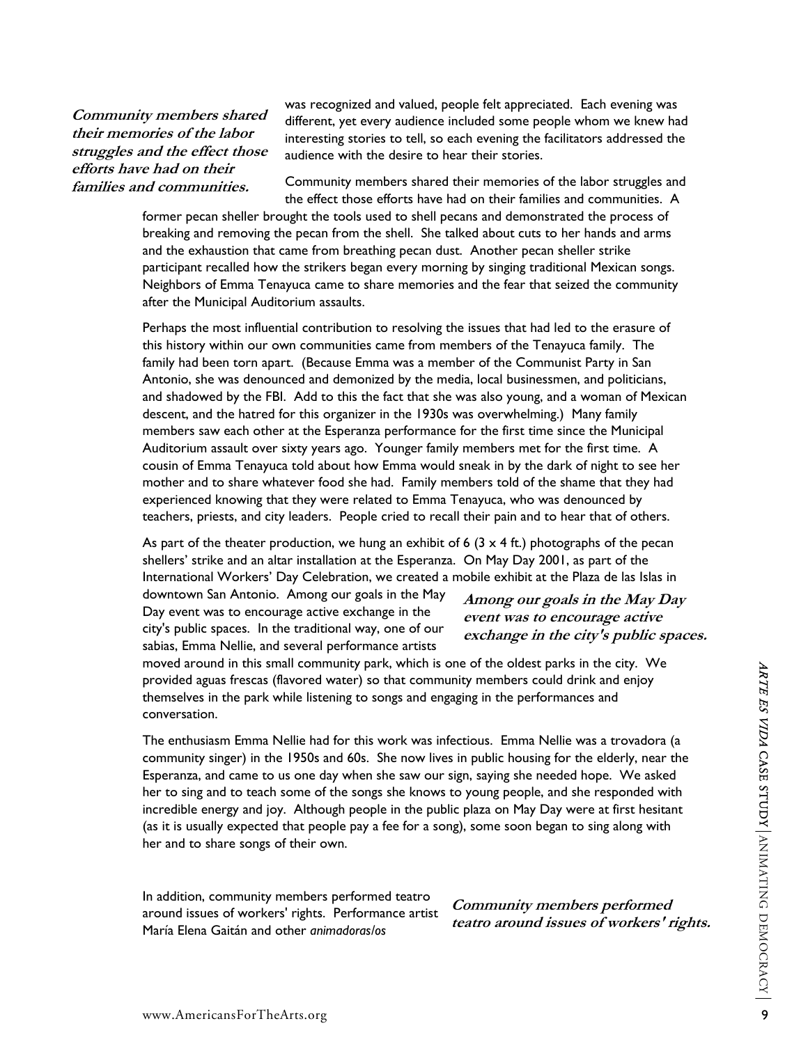was recognized and valued, people felt appreciated. Each evening was different, yet every audience included some people whom we knew had interesting stories to tell, so each evening the facilitators addressed the audience with the desire to hear their stories.

***Community members shared their memories of the labor struggles and the effect those efforts have had on their families and communities.***

Community members shared their memories of the labor struggles and the effect those efforts have had on their families and communities. A former pecan sheller brought the tools used to shell pecans and demonstrated the process of breaking and removing the pecan from the shell. She talked about cuts to her hands and arms and the exhaustion that came from breathing pecan dust. Another pecan sheller strike participant recalled how the strikers began every morning by singing traditional Mexican songs. Neighbors of Emma Tenayuca came to share memories and the fear that seized the community after the Municipal Auditorium assaults.

Perhaps the most influential contribution to resolving the issues that had led to the erasure of this history within our own communities came from members of the Tenayuca family. The family had been torn apart. (Because Emma was a member of the Communist Party in San Antonio, she was denounced and demonized by the media, local businessmen, and politicians, and shadowed by the FBI. Add to this the fact that she was also young, and a woman of Mexican descent, and the hatred for this organizer in the 1930s was overwhelming.) Many family members saw each other at the Esperanza performance for the first time since the Municipal Auditorium assault over sixty years ago. Younger family members met for the first time. A cousin of Emma Tenayuca told about how Emma would sneak in by the dark of night to see her mother and to share whatever food she had. Family members told of the shame that they had experienced knowing that they were related to Emma Tenayuca, who was denounced by teachers, priests, and city leaders. People cried to recall their pain and to hear that of others.

As part of the theater production, we hung an exhibit of 6 (3 x 4 ft.) photographs of the pecan shellers' strike and an altar installation at the Esperanza. On May Day 2001, as part of the International Workers' Day Celebration, we created a mobile exhibit at the Plaza de las Islas in downtown San Antonio. Among our goals in the May Day event was to encourage active exchange in the city's public spaces. In the traditional way, one of our sabias, Emma Nellie, and several performance artists moved around in this small community park, which is one of the oldest parks in the city. We provided aguas frescas (flavored water) so that community members could drink and enjoy themselves in the park while listening to songs and engaging in the performances and conversation.

***Among our goals in the May Day event was to encourage active exchange in the city's public spaces.***

The enthusiasm Emma Nellie had for this work was infectious. Emma Nellie was a trovadora (a community singer) in the 1950s and 60s. She now lives in public housing for the elderly, near the Esperanza, and came to us one day when she saw our sign, saying she needed hope. We asked her to sing and to teach some of the songs she knows to young people, and she responded with incredible energy and joy. Although people in the public plaza on May Day were at first hesitant (as it is usually expected that people pay a fee for a song), some soon began to sing along with her and to share songs of their own.

In addition, community members performed teatro around issues of workers' rights. Performance artist María Elena Gaitán and other *animadoras/os*

***Community members performed teatro around issues of workers' rights.***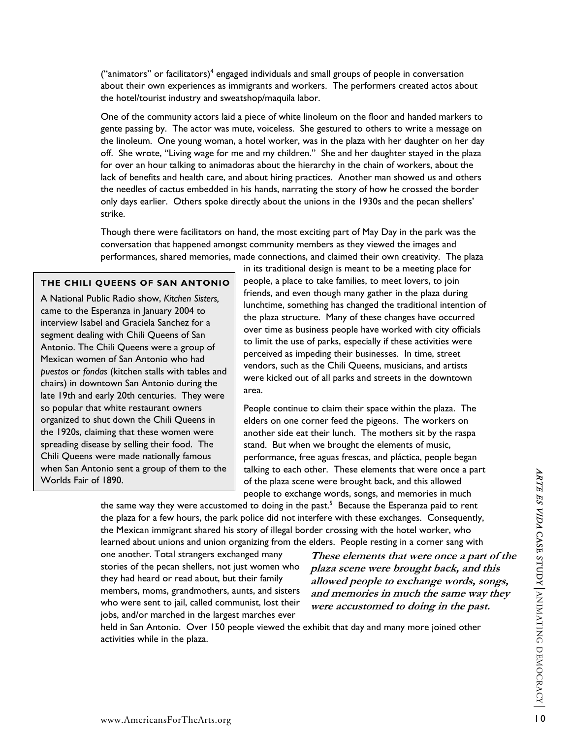("animators" or facilitators)[4] engaged individuals and small groups of people in conversation about their own experiences as immigrants and workers. The performers created actos about the hotel/tourist industry and sweatshop/maquila labor.

One of the community actors laid a piece of white linoleum on the floor and handed markers to gente passing by. The actor was mute, voiceless. She gestured to others to write a message on the linoleum. One young woman, a hotel worker, was in the plaza with her daughter on her day off. She wrote, "Living wage for me and my children." She and her daughter stayed in the plaza for over an hour talking to animadoras about the hierarchy in the chain of workers, about the lack of benefits and health care, and about hiring practices. Another man showed us and others the needles of cactus embedded in his hands, narrating the story of how he crossed the border only days earlier. Others spoke directly about the unions in the 1930s and the pecan shellers' strike.

Though there were facilitators on hand, the most exciting part of May Day in the park was the conversation that happened amongst community members as they viewed the images and performances, shared memories, made connections, and claimed their own creativity. The plaza in its traditional design is meant to be a meeting place for people, a place to take families, to meet lovers, to join friends, and even though many gather in the plaza during lunchtime, something has changed the traditional intention of the plaza structure. Many of these changes have occurred over time as business people have worked with city officials to limit the use of parks, especially if these activities were perceived as impeding their businesses. In time, street vendors, such as the Chili Queens, musicians, and artists were kicked out of all parks and streets in the downtown area.

People continue to claim their space within the plaza. The elders on one corner feed the pigeons. The workers on another side eat their lunch. The mothers sit by the raspa stand. But when we brought the elements of music, performance, free aguas frescas, and pláctica, people began talking to each other. These elements that were once a part of the plaza scene were brought back, and this allowed people to exchange words, songs, and memories in much the same way they were accustomed to doing in the past.[5] Because the Esperanza paid to rent the plaza for a few hours, the park police did not interfere with these exchanges. Consequently, the Mexican immigrant shared his story of illegal border crossing with the hotel worker, who learned about unions and union organizing from the elders. People resting in a corner sang with one another. Total strangers exchanged many stories of the pecan shellers, not just women who they had heard or read about, but their family members, moms, grandmothers, aunts, and sisters who were sent to jail, called communist, lost their jobs, and/or marched in the largest marches ever held in San Antonio. Over 150 people viewed the exhibit that day and many more joined other activities while in the plaza.

> ***These elements that were once a part of the plaza scene were brought back, and this allowed people to exchange words, songs, and memories in much the same way they were accustomed to doing in the past.***

> **THE CHILI QUEENS OF SAN ANTONIO**
>
> A National Public Radio show, *Kitchen Sisters,* came to the Esperanza in January 2004 to interview Isabel and Graciela Sanchez for a segment dealing with Chili Queens of San Antonio. The Chili Queens were a group of Mexican women of San Antonio who had *puestos* or *fondas* (kitchen stalls with tables and chairs) in downtown San Antonio during the late 19th and early 20th centuries. They were so popular that white restaurant owners organized to shut down the Chili Queens in the 1920s, claiming that these women were spreading disease by selling their food. The Chili Queens were made nationally famous when San Antonio sent a group of them to the Worlds Fair of 1890.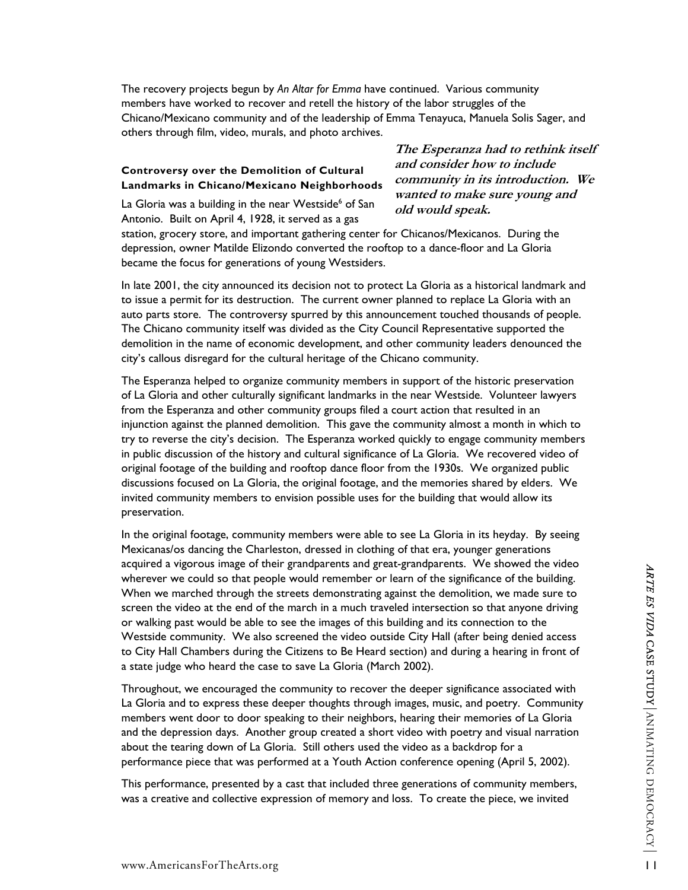The recovery projects begun by *An Altar for Emma* have continued. Various community members have worked to recover and retell the history of the labor struggles of the Chicano/Mexicano community and of the leadership of Emma Tenayuca, Manuela Solis Sager, and others through film, video, murals, and photo archives.

**Controversy over the Demolition of Cultural Landmarks in Chicano/Mexicano Neighborhoods**

***The Esperanza had to rethink itself and consider how to include community in its introduction. We wanted to make sure young and old would speak.***

La Gloria was a building in the near Westside[6] of San Antonio. Built on April 4, 1928, it served as a gas station, grocery store, and important gathering center for Chicanos/Mexicanos. During the depression, owner Matilde Elizondo converted the rooftop to a dance-floor and La Gloria became the focus for generations of young Westsiders.

In late 2001, the city announced its decision not to protect La Gloria as a historical landmark and to issue a permit for its destruction. The current owner planned to replace La Gloria with an auto parts store. The controversy spurred by this announcement touched thousands of people. The Chicano community itself was divided as the City Council Representative supported the demolition in the name of economic development, and other community leaders denounced the city's callous disregard for the cultural heritage of the Chicano community.

The Esperanza helped to organize community members in support of the historic preservation of La Gloria and other culturally significant landmarks in the near Westside. Volunteer lawyers from the Esperanza and other community groups filed a court action that resulted in an injunction against the planned demolition. This gave the community almost a month in which to try to reverse the city's decision. The Esperanza worked quickly to engage community members in public discussion of the history and cultural significance of La Gloria. We recovered video of original footage of the building and rooftop dance floor from the 1930s. We organized public discussions focused on La Gloria, the original footage, and the memories shared by elders. We invited community members to envision possible uses for the building that would allow its preservation.

In the original footage, community members were able to see La Gloria in its heyday. By seeing Mexicanas/os dancing the Charleston, dressed in clothing of that era, younger generations acquired a vigorous image of their grandparents and great-grandparents. We showed the video wherever we could so that people would remember or learn of the significance of the building. When we marched through the streets demonstrating against the demolition, we made sure to screen the video at the end of the march in a much traveled intersection so that anyone driving or walking past would be able to see the images of this building and its connection to the Westside community. We also screened the video outside City Hall (after being denied access to City Hall Chambers during the Citizens to Be Heard section) and during a hearing in front of a state judge who heard the case to save La Gloria (March 2002).

Throughout, we encouraged the community to recover the deeper significance associated with La Gloria and to express these deeper thoughts through images, music, and poetry. Community members went door to door speaking to their neighbors, hearing their memories of La Gloria and the depression days. Another group created a short video with poetry and visual narration about the tearing down of La Gloria. Still others used the video as a backdrop for a performance piece that was performed at a Youth Action conference opening (April 5, 2002).

This performance, presented by a cast that included three generations of community members, was a creative and collective expression of memory and loss. To create the piece, we invited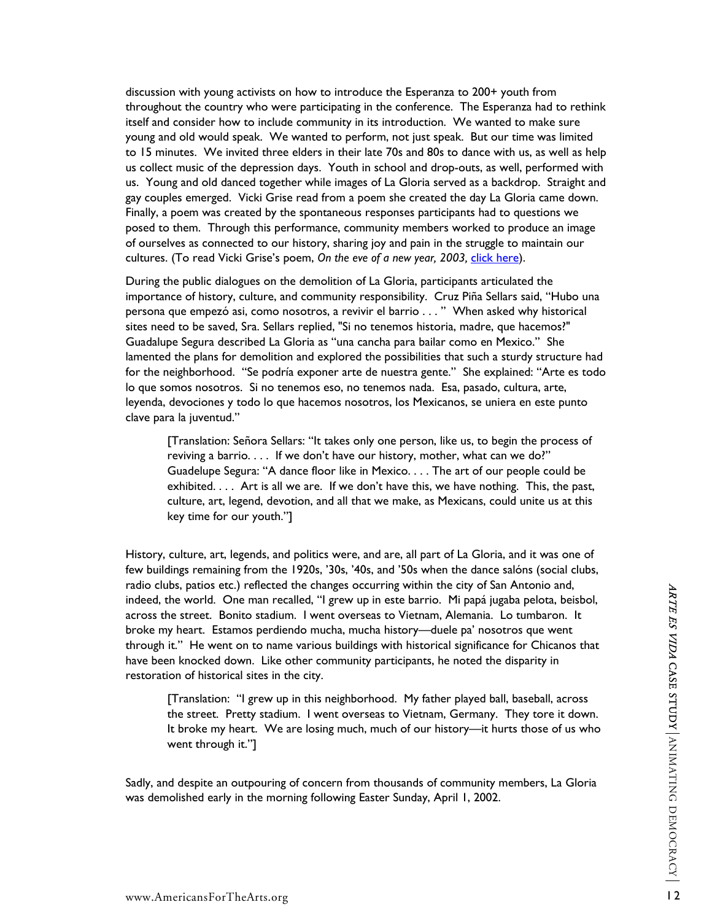discussion with young activists on how to introduce the Esperanza to 200+ youth from throughout the country who were participating in the conference. The Esperanza had to rethink itself and consider how to include community in its introduction. We wanted to make sure young and old would speak. We wanted to perform, not just speak. But our time was limited to 15 minutes. We invited three elders in their late 70s and 80s to dance with us, as well as help us collect music of the depression days. Youth in school and drop-outs, as well, performed with us. Young and old danced together while images of La Gloria served as a backdrop. Straight and gay couples emerged. Vicki Grise read from a poem she created the day La Gloria came down. Finally, a poem was created by the spontaneous responses participants had to questions we posed to them. Through this performance, community members worked to produce an image of ourselves as connected to our history, sharing joy and pain in the struggle to maintain our cultures. (To read Vicki Grise's poem, *On the eve of a new year, 2003,* click here).

During the public dialogues on the demolition of La Gloria, participants articulated the importance of history, culture, and community responsibility. Cruz Piña Sellars said, "Hubo una persona que empezó asi, como nosotros, a revivir el barrio . . . " When asked why historical sites need to be saved, Sra. Sellars replied, "Si no tenemos historia, madre, que hacemos?" Guadalupe Segura described La Gloria as "una cancha para bailar como en Mexico." She lamented the plans for demolition and explored the possibilities that such a sturdy structure had for the neighborhood. "Se podría exponer arte de nuestra gente." She explained: "Arte es todo lo que somos nosotros. Si no tenemos eso, no tenemos nada. Esa, pasado, cultura, arte, leyenda, devociones y todo lo que hacemos nosotros, los Mexicanos, se uniera en este punto clave para la juventud."

> [Translation: Señora Sellars: "It takes only one person, like us, to begin the process of reviving a barrio. . . . If we don't have our history, mother, what can we do?" Guadelupe Segura: "A dance floor like in Mexico. . . . The art of our people could be exhibited. . . . Art is all we are. If we don't have this, we have nothing. This, the past, culture, art, legend, devotion, and all that we make, as Mexicans, could unite us at this key time for our youth."]

History, culture, art, legends, and politics were, and are, all part of La Gloria, and it was one of few buildings remaining from the 1920s, '30s, '40s, and '50s when the dance salóns (social clubs, radio clubs, patios etc.) reflected the changes occurring within the city of San Antonio and, indeed, the world. One man recalled, "I grew up in este barrio. Mi papá jugaba pelota, beisbol, across the street. Bonito stadium. I went overseas to Vietnam, Alemania. Lo tumbaron. It broke my heart. Estamos perdiendo mucha, mucha history—duele pa' nosotros que went through it." He went on to name various buildings with historical significance for Chicanos that have been knocked down. Like other community participants, he noted the disparity in restoration of historical sites in the city.

> [Translation: "I grew up in this neighborhood. My father played ball, baseball, across the street. Pretty stadium. I went overseas to Vietnam, Germany. They tore it down. It broke my heart. We are losing much, much of our history—it hurts those of us who went through it."]

Sadly, and despite an outpouring of concern from thousands of community members, La Gloria was demolished early in the morning following Easter Sunday, April 1, 2002.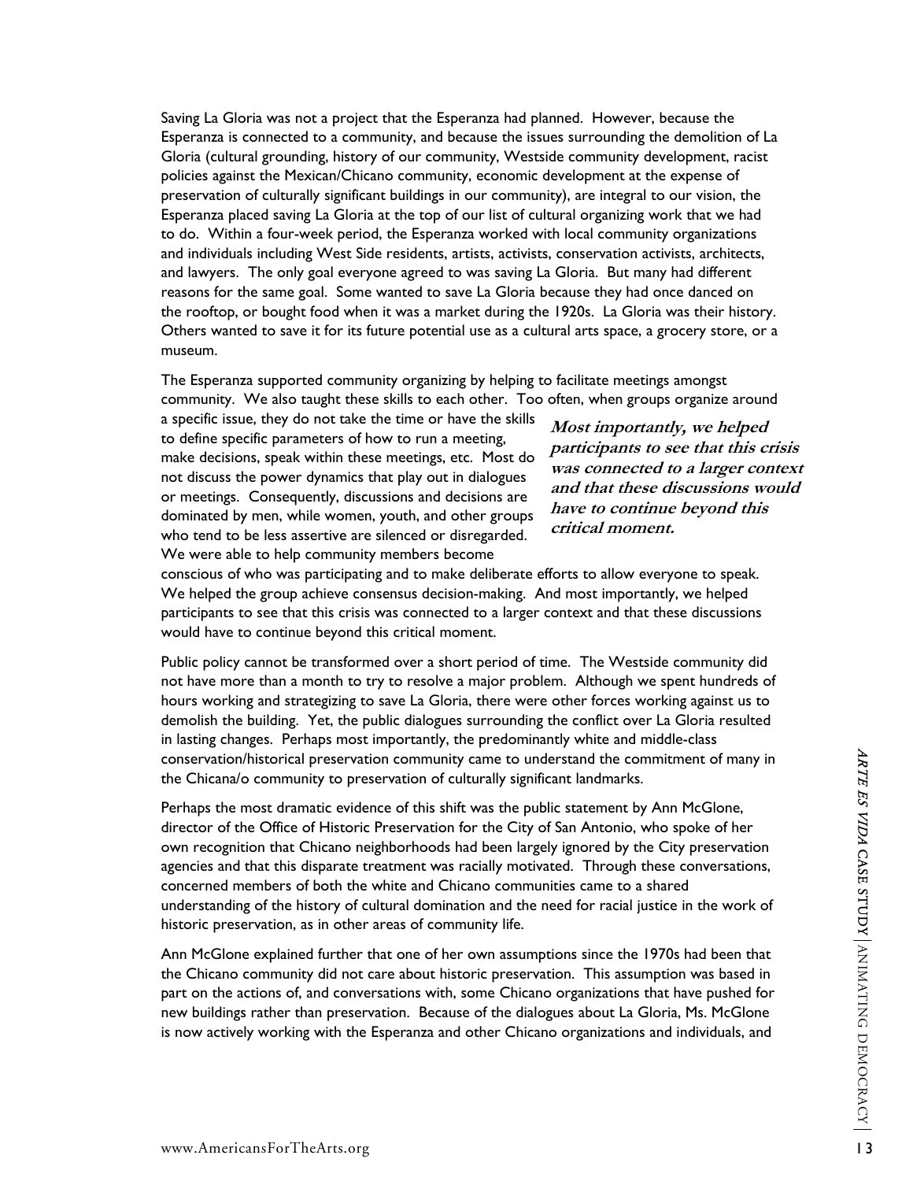Saving La Gloria was not a project that the Esperanza had planned. However, because the Esperanza is connected to a community, and because the issues surrounding the demolition of La Gloria (cultural grounding, history of our community, Westside community development, racist policies against the Mexican/Chicano community, economic development at the expense of preservation of culturally significant buildings in our community), are integral to our vision, the Esperanza placed saving La Gloria at the top of our list of cultural organizing work that we had to do. Within a four-week period, the Esperanza worked with local community organizations and individuals including West Side residents, artists, activists, conservation activists, architects, and lawyers. The only goal everyone agreed to was saving La Gloria. But many had different reasons for the same goal. Some wanted to save La Gloria because they had once danced on the rooftop, or bought food when it was a market during the 1920s. La Gloria was their history. Others wanted to save it for its future potential use as a cultural arts space, a grocery store, or a museum.

The Esperanza supported community organizing by helping to facilitate meetings amongst community. We also taught these skills to each other. Too often, when groups organize around a specific issue, they do not take the time or have the skills to define specific parameters of how to run a meeting, make decisions, speak within these meetings, etc. Most do not discuss the power dynamics that play out in dialogues or meetings. Consequently, discussions and decisions are dominated by men, while women, youth, and other groups who tend to be less assertive are silenced or disregarded. We were able to help community members become conscious of who was participating and to make deliberate efforts to allow everyone to speak. We helped the group achieve consensus decision-making. And most importantly, we helped participants to see that this crisis was connected to a larger context and that these discussions would have to continue beyond this critical moment.

> ***Most importantly, we helped participants to see that this crisis was connected to a larger context and that these discussions would have to continue beyond this critical moment.***

Public policy cannot be transformed over a short period of time. The Westside community did not have more than a month to try to resolve a major problem. Although we spent hundreds of hours working and strategizing to save La Gloria, there were other forces working against us to demolish the building. Yet, the public dialogues surrounding the conflict over La Gloria resulted in lasting changes. Perhaps most importantly, the predominantly white and middle-class conservation/historical preservation community came to understand the commitment of many in the Chicana/o community to preservation of culturally significant landmarks.

Perhaps the most dramatic evidence of this shift was the public statement by Ann McGlone, director of the Office of Historic Preservation for the City of San Antonio, who spoke of her own recognition that Chicano neighborhoods had been largely ignored by the City preservation agencies and that this disparate treatment was racially motivated. Through these conversations, concerned members of both the white and Chicano communities came to a shared understanding of the history of cultural domination and the need for racial justice in the work of historic preservation, as in other areas of community life.

Ann McGlone explained further that one of her own assumptions since the 1970s had been that the Chicano community did not care about historic preservation. This assumption was based in part on the actions of, and conversations with, some Chicano organizations that have pushed for new buildings rather than preservation. Because of the dialogues about La Gloria, Ms. McGlone is now actively working with the Esperanza and other Chicano organizations and individuals, and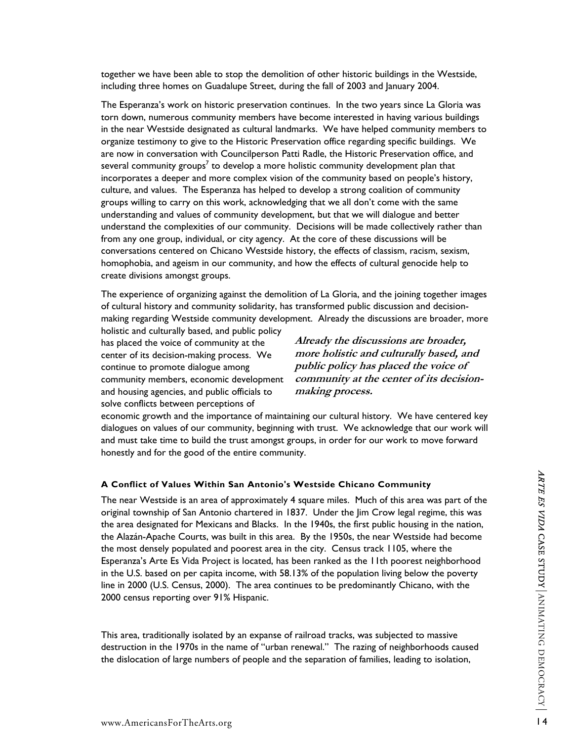together we have been able to stop the demolition of other historic buildings in the Westside, including three homes on Guadalupe Street, during the fall of 2003 and January 2004.

The Esperanza's work on historic preservation continues. In the two years since La Gloria was torn down, numerous community members have become interested in having various buildings in the near Westside designated as cultural landmarks. We have helped community members to organize testimony to give to the Historic Preservation office regarding specific buildings. We are now in conversation with Councilperson Patti Radle, the Historic Preservation office, and several community groups[7] to develop a more holistic community development plan that incorporates a deeper and more complex vision of the community based on people's history, culture, and values. The Esperanza has helped to develop a strong coalition of community groups willing to carry on this work, acknowledging that we all don't come with the same understanding and values of community development, but that we will dialogue and better understand the complexities of our community. Decisions will be made collectively rather than from any one group, individual, or city agency. At the core of these discussions will be conversations centered on Chicano Westside history, the effects of classism, racism, sexism, homophobia, and ageism in our community, and how the effects of cultural genocide help to create divisions amongst groups.

The experience of organizing against the demolition of La Gloria, and the joining together images of cultural history and community solidarity, has transformed public discussion and decision-making regarding Westside community development. Already the discussions are broader, more holistic and culturally based, and public policy has placed the voice of community at the center of its decision-making process. We continue to promote dialogue among community members, economic development and housing agencies, and public officials to solve conflicts between perceptions of economic growth and the importance of maintaining our cultural history. We have centered key dialogues on values of our community, beginning with trust. We acknowledge that our work will and must take time to build the trust amongst groups, in order for our work to move forward honestly and for the good of the entire community.

***Already the discussions are broader, more holistic and culturally based, and public policy has placed the voice of community at the center of its decision-making process.***

#### A Conflict of Values Within San Antonio's Westside Chicano Community

The near Westside is an area of approximately 4 square miles. Much of this area was part of the original township of San Antonio chartered in 1837. Under the Jim Crow legal regime, this was the area designated for Mexicans and Blacks. In the 1940s, the first public housing in the nation, the Alazán-Apache Courts, was built in this area. By the 1950s, the near Westside had become the most densely populated and poorest area in the city. Census track 1105, where the Esperanza's Arte Es Vida Project is located, has been ranked as the 11th poorest neighborhood in the U.S. based on per capita income, with 58.13% of the population living below the poverty line in 2000 (U.S. Census, 2000). The area continues to be predominantly Chicano, with the 2000 census reporting over 91% Hispanic.

This area, traditionally isolated by an expanse of railroad tracks, was subjected to massive destruction in the 1970s in the name of "urban renewal." The razing of neighborhoods caused the dislocation of large numbers of people and the separation of families, leading to isolation,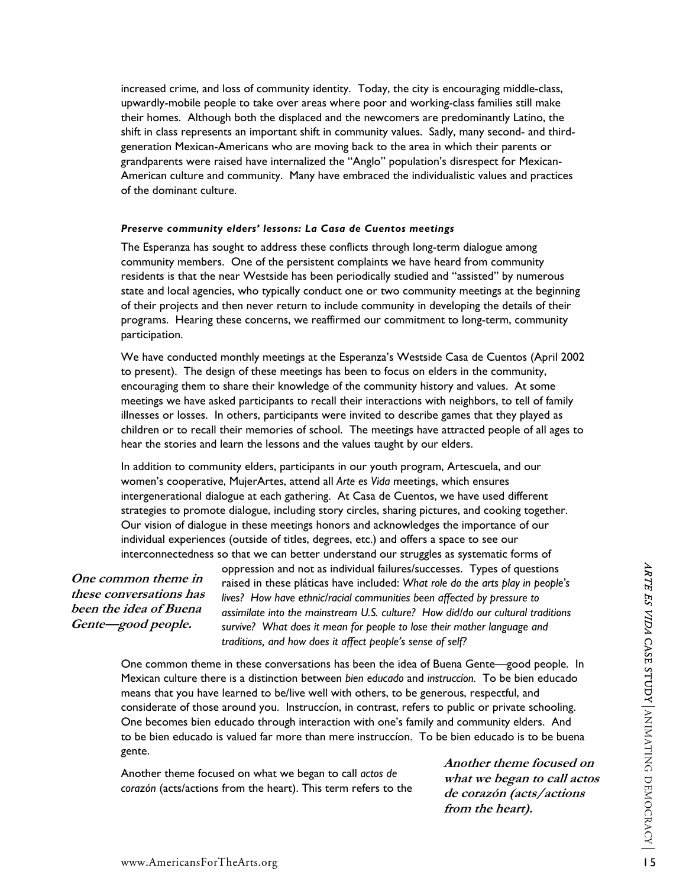increased crime, and loss of community identity. Today, the city is encouraging middle-class, upwardly-mobile people to take over areas where poor and working-class families still make their homes. Although both the displaced and the newcomers are predominantly Latino, the shift in class represents an important shift in community values. Sadly, many second- and third-generation Mexican-Americans who are moving back to the area in which their parents or grandparents were raised have internalized the "Anglo" population's disrespect for Mexican-American culture and community. Many have embraced the individualistic values and practices of the dominant culture.

#### *Preserve community elders' lessons: La Casa de Cuentos meetings*

The Esperanza has sought to address these conflicts through long-term dialogue among community members. One of the persistent complaints we have heard from community residents is that the near Westside has been periodically studied and "assisted" by numerous state and local agencies, who typically conduct one or two community meetings at the beginning of their projects and then never return to include community in developing the details of their programs. Hearing these concerns, we reaffirmed our commitment to long-term, community participation.

We have conducted monthly meetings at the Esperanza's Westside Casa de Cuentos (April 2002 to present). The design of these meetings has been to focus on elders in the community, encouraging them to share their knowledge of the community history and values. At some meetings we have asked participants to recall their interactions with neighbors, to tell of family illnesses or losses. In others, participants were invited to describe games that they played as children or to recall their memories of school. The meetings have attracted people of all ages to hear the stories and learn the lessons and the values taught by our elders.

In addition to community elders, participants in our youth program, Artescuela, and our women's cooperative, MujerArtes, attend all *Arte es Vida* meetings, which ensures intergenerational dialogue at each gathering. At Casa de Cuentos, we have used different strategies to promote dialogue, including story circles, sharing pictures, and cooking together. Our vision of dialogue in these meetings honors and acknowledges the importance of our individual experiences (outside of titles, degrees, etc.) and offers a space to see our interconnectedness so that we can better understand our struggles as systematic forms of oppression and not as individual failures/successes. Types of questions raised in these pláticas have included: *What role do the arts play in people's lives? How have ethnic/racial communities been affected by pressure to assimilate into the mainstream U.S. culture? How did/do our cultural traditions survive? What does it mean for people to lose their mother language and traditions, and how does it affect people's sense of self?*

***One common theme in these conversations has been the idea of Buena Gente—good people.***

One common theme in these conversations has been the idea of Buena Gente—good people. In Mexican culture there is a distinction between *bien educado* and *instruccíon.* To be bien educado means that you have learned to be/live well with others, to be generous, respectful, and considerate of those around you. Instruccíon, in contrast, refers to public or private schooling. One becomes bien educado through interaction with one's family and community elders. And to be bien educado is valued far more than mere instruccíon. To be bien educado is to be buena gente.

Another theme focused on what we began to call *actos de corazón* (acts/actions from the heart). This term refers to the

***Another theme focused on what we began to call actos de corazón (acts/actions from the heart).***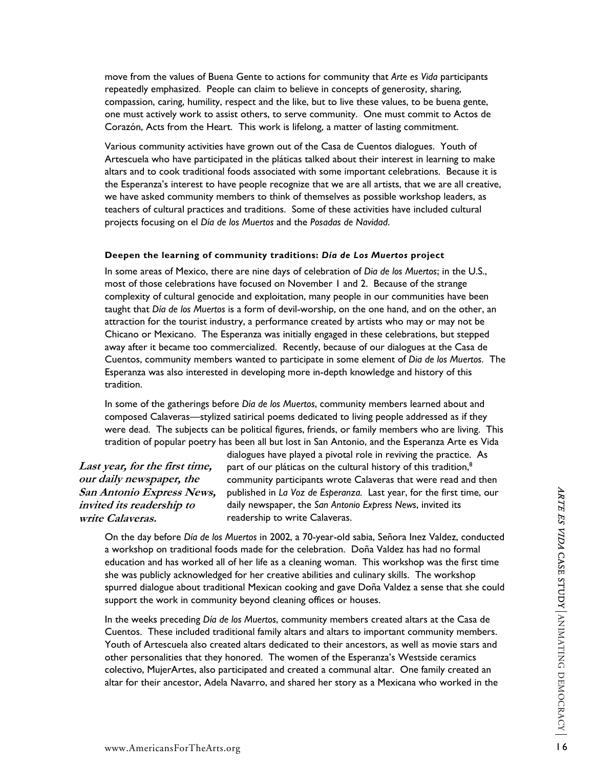move from the values of Buena Gente to actions for community that *Arte es Vida* participants repeatedly emphasized. People can claim to believe in concepts of generosity, sharing, compassion, caring, humility, respect and the like, but to live these values, to be buena gente, one must actively work to assist others, to serve community. One must commit to Actos de Corazón, Acts from the Heart. This work is lifelong, a matter of lasting commitment.

Various community activities have grown out of the Casa de Cuentos dialogues. Youth of Artescuela who have participated in the pláticas talked about their interest in learning to make altars and to cook traditional foods associated with some important celebrations. Because it is the Esperanza's interest to have people recognize that we are all artists, that we are all creative, we have asked community members to think of themselves as possible workshop leaders, as teachers of cultural practices and traditions. Some of these activities have included cultural projects focusing on el *Día de los Muertos* and the *Posadas de Navidad*.

#### Deepen the learning of community traditions: *Día de Los Muertos* project

In some areas of Mexico, there are nine days of celebration of *Dia de los Muertos*; in the U.S., most of those celebrations have focused on November 1 and 2. Because of the strange complexity of cultural genocide and exploitation, many people in our communities have been taught that *Día de los Muertos* is a form of devil-worship, on the one hand, and on the other, an attraction for the tourist industry, a performance created by artists who may or may not be Chicano or Mexicano. The Esperanza was initially engaged in these celebrations, but stepped away after it became too commercialized. Recently, because of our dialogues at the Casa de Cuentos, community members wanted to participate in some element of *Dia de los Muertos*. The Esperanza was also interested in developing more in-depth knowledge and history of this tradition.

In some of the gatherings before *Día de los Muertos*, community members learned about and composed Calaveras—stylized satirical poems dedicated to living people addressed as if they were dead. The subjects can be political figures, friends, or family members who are living. This tradition of popular poetry has been all but lost in San Antonio, and the Esperanza Arte es Vida dialogues have played a pivotal role in reviving the practice. As part of our pláticas on the cultural history of this tradition,[8] community participants wrote Calaveras that were read and then published in *La Voz de Esperanza.* Last year, for the first time, our daily newspaper, the *San Antonio Express News*, invited its readership to write Calaveras.

***Last year, for the first time, our daily newspaper, the San Antonio Express News, invited its readership to write Calaveras.***

On the day before *Día de los Muertos* in 2002, a 70-year-old sabia, Señora Inez Valdez, conducted a workshop on traditional foods made for the celebration. Doña Valdez has had no formal education and has worked all of her life as a cleaning woman. This workshop was the first time she was publicly acknowledged for her creative abilities and culinary skills. The workshop spurred dialogue about traditional Mexican cooking and gave Doña Valdez a sense that she could support the work in community beyond cleaning offices or houses.

In the weeks preceding *Día de los Muertos*, community members created altars at the Casa de Cuentos. These included traditional family altars and altars to important community members. Youth of Artescuela also created altars dedicated to their ancestors, as well as movie stars and other personalities that they honored. The women of the Esperanza's Westside ceramics colectivo, MujerArtes, also participated and created a communal altar. One family created an altar for their ancestor, Adela Navarro, and shared her story as a Mexicana who worked in the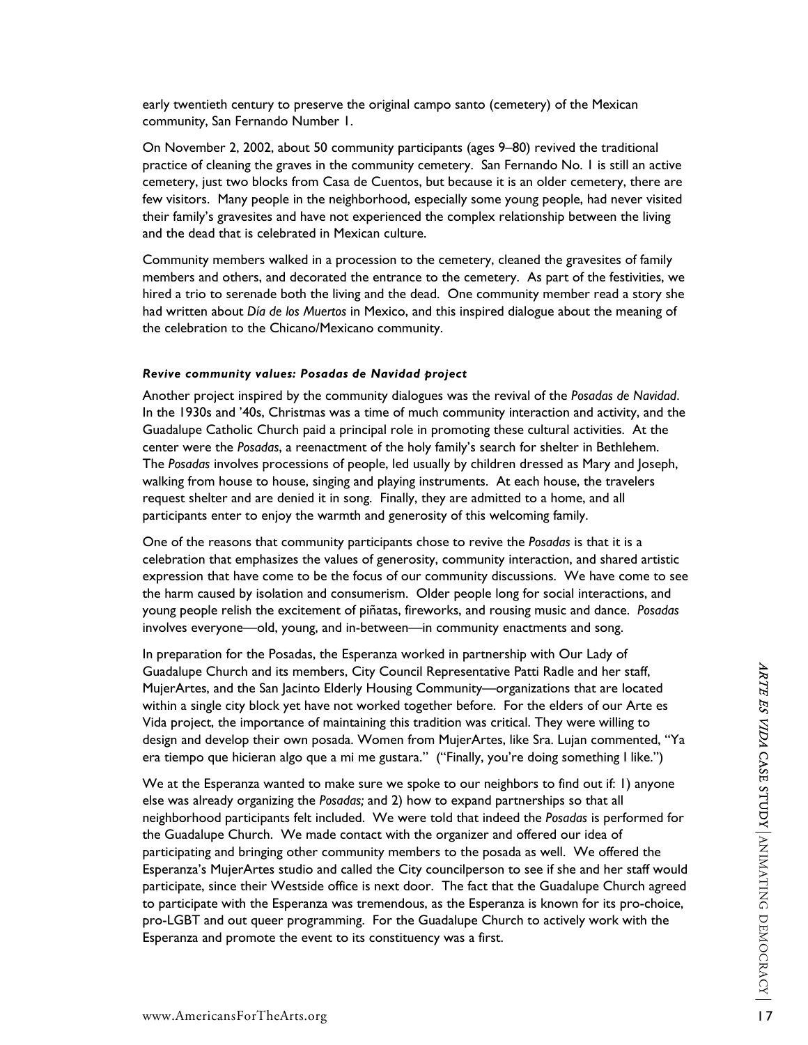early twentieth century to preserve the original campo santo (cemetery) of the Mexican community, San Fernando Number 1.

On November 2, 2002, about 50 community participants (ages 9–80) revived the traditional practice of cleaning the graves in the community cemetery. San Fernando No. 1 is still an active cemetery, just two blocks from Casa de Cuentos, but because it is an older cemetery, there are few visitors. Many people in the neighborhood, especially some young people, had never visited their family's gravesites and have not experienced the complex relationship between the living and the dead that is celebrated in Mexican culture.

Community members walked in a procession to the cemetery, cleaned the gravesites of family members and others, and decorated the entrance to the cemetery. As part of the festivities, we hired a trio to serenade both the living and the dead. One community member read a story she had written about *Día de los Muertos* in Mexico, and this inspired dialogue about the meaning of the celebration to the Chicano/Mexicano community.

#### *Revive community values: Posadas de Navidad project*

Another project inspired by the community dialogues was the revival of the *Posadas de Navidad*. In the 1930s and '40s, Christmas was a time of much community interaction and activity, and the Guadalupe Catholic Church paid a principal role in promoting these cultural activities. At the center were the *Posadas*, a reenactment of the holy family's search for shelter in Bethlehem. The *Posadas* involves processions of people, led usually by children dressed as Mary and Joseph, walking from house to house, singing and playing instruments. At each house, the travelers request shelter and are denied it in song. Finally, they are admitted to a home, and all participants enter to enjoy the warmth and generosity of this welcoming family.

One of the reasons that community participants chose to revive the *Posadas* is that it is a celebration that emphasizes the values of generosity, community interaction, and shared artistic expression that have come to be the focus of our community discussions. We have come to see the harm caused by isolation and consumerism. Older people long for social interactions, and young people relish the excitement of piñatas, fireworks, and rousing music and dance. *Posadas* involves everyone—old, young, and in-between—in community enactments and song.

In preparation for the Posadas, the Esperanza worked in partnership with Our Lady of Guadalupe Church and its members, City Council Representative Patti Radle and her staff, MujerArtes, and the San Jacinto Elderly Housing Community—organizations that are located within a single city block yet have not worked together before. For the elders of our Arte es Vida project, the importance of maintaining this tradition was critical. They were willing to design and develop their own posada. Women from MujerArtes, like Sra. Lujan commented, "Ya era tiempo que hicieran algo que a mi me gustara." ("Finally, you're doing something I like.")

We at the Esperanza wanted to make sure we spoke to our neighbors to find out if: 1) anyone else was already organizing the *Posadas;* and 2) how to expand partnerships so that all neighborhood participants felt included. We were told that indeed the *Posadas* is performed for the Guadalupe Church. We made contact with the organizer and offered our idea of participating and bringing other community members to the posada as well. We offered the Esperanza's MujerArtes studio and called the City councilperson to see if she and her staff would participate, since their Westside office is next door. The fact that the Guadalupe Church agreed to participate with the Esperanza was tremendous, as the Esperanza is known for its pro-choice, pro-LGBT and out queer programming. For the Guadalupe Church to actively work with the Esperanza and promote the event to its constituency was a first.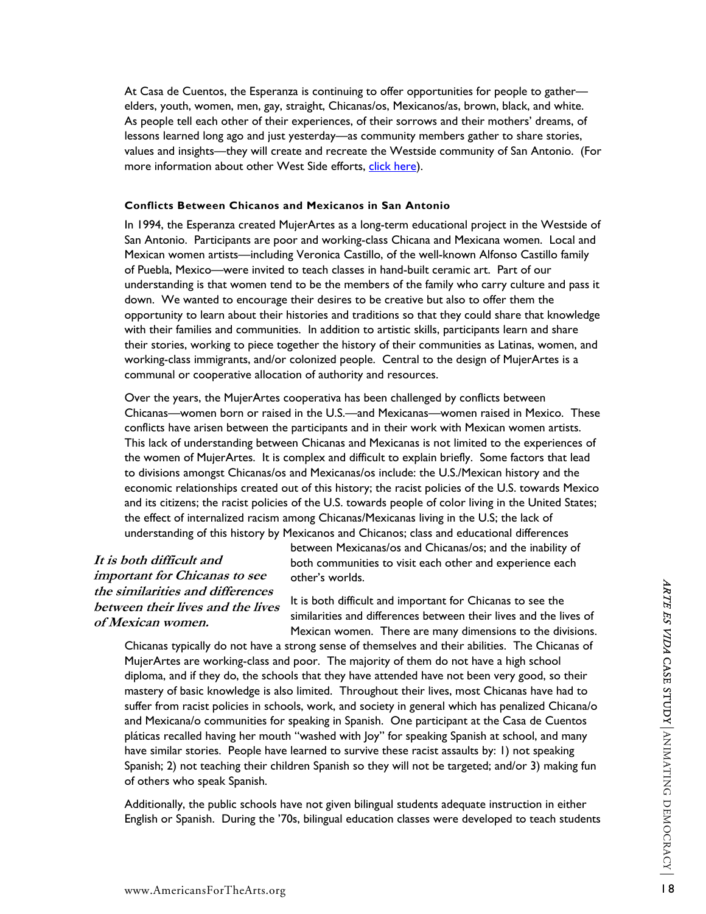At Casa de Cuentos, the Esperanza is continuing to offer opportunities for people to gather—elders, youth, women, men, gay, straight, Chicanas/os, Mexicanos/as, brown, black, and white. As people tell each other of their experiences, of their sorrows and their mothers' dreams, of lessons learned long ago and just yesterday—as community members gather to share stories, values and insights—they will create and recreate the Westside community of San Antonio. (For more information about other West Side efforts, click here).

**Conflicts Between Chicanos and Mexicanos in San Antonio**

In 1994, the Esperanza created MujerArtes as a long-term educational project in the Westside of San Antonio. Participants are poor and working-class Chicana and Mexicana women. Local and Mexican women artists—including Veronica Castillo, of the well-known Alfonso Castillo family of Puebla, Mexico—were invited to teach classes in hand-built ceramic art. Part of our understanding is that women tend to be the members of the family who carry culture and pass it down. We wanted to encourage their desires to be creative but also to offer them the opportunity to learn about their histories and traditions so that they could share that knowledge with their families and communities. In addition to artistic skills, participants learn and share their stories, working to piece together the history of their communities as Latinas, women, and working-class immigrants, and/or colonized people. Central to the design of MujerArtes is a communal or cooperative allocation of authority and resources.

Over the years, the MujerArtes cooperativa has been challenged by conflicts between Chicanas—women born or raised in the U.S.—and Mexicanas—women raised in Mexico. These conflicts have arisen between the participants and in their work with Mexican women artists. This lack of understanding between Chicanas and Mexicanas is not limited to the experiences of the women of MujerArtes. It is complex and difficult to explain briefly. Some factors that lead to divisions amongst Chicanas/os and Mexicanas/os include: the U.S./Mexican history and the economic relationships created out of this history; the racist policies of the U.S. towards Mexico and its citizens; the racist policies of the U.S. towards people of color living in the United States; the effect of internalized racism among Chicanas/Mexicanas living in the U.S; the lack of understanding of this history by Mexicanos and Chicanos; class and educational differences between Mexicanas/os and Chicanas/os; and the inability of both communities to visit each other and experience each other's worlds.

***It is both difficult and important for Chicanas to see the similarities and differences between their lives and the lives of Mexican women.***

It is both difficult and important for Chicanas to see the similarities and differences between their lives and the lives of Mexican women. There are many dimensions to the divisions. Chicanas typically do not have a strong sense of themselves and their abilities. The Chicanas of MujerArtes are working-class and poor. The majority of them do not have a high school diploma, and if they do, the schools that they have attended have not been very good, so their mastery of basic knowledge is also limited. Throughout their lives, most Chicanas have had to suffer from racist policies in schools, work, and society in general which has penalized Chicana/o and Mexicana/o communities for speaking in Spanish. One participant at the Casa de Cuentos pláticas recalled having her mouth "washed with Joy" for speaking Spanish at school, and many have similar stories. People have learned to survive these racist assaults by: 1) not speaking Spanish; 2) not teaching their children Spanish so they will not be targeted; and/or 3) making fun of others who speak Spanish.

Additionally, the public schools have not given bilingual students adequate instruction in either English or Spanish. During the '70s, bilingual education classes were developed to teach students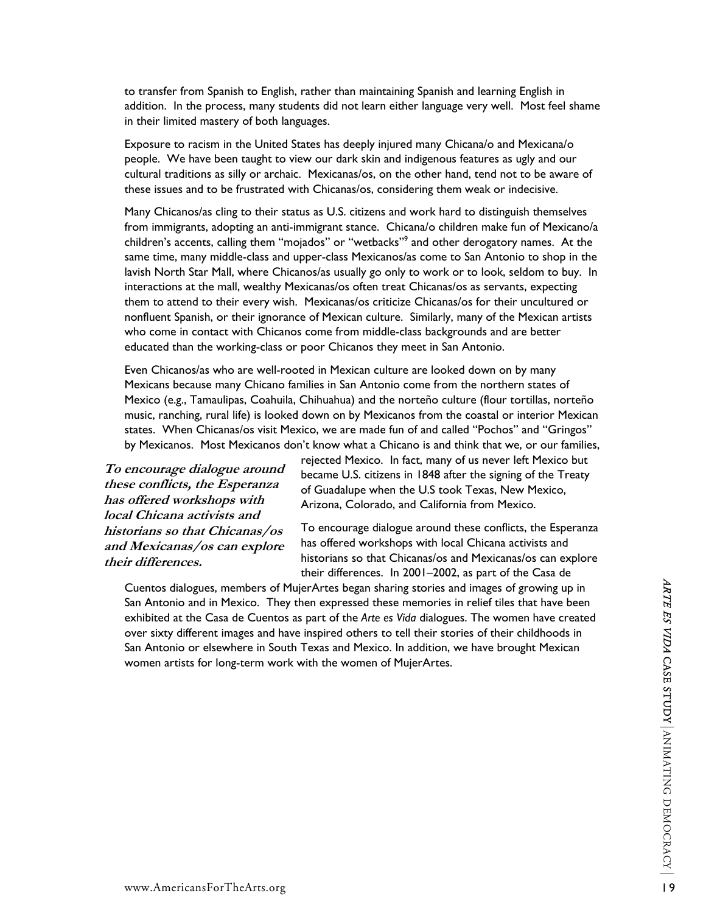to transfer from Spanish to English, rather than maintaining Spanish and learning English in addition. In the process, many students did not learn either language very well. Most feel shame in their limited mastery of both languages.

Exposure to racism in the United States has deeply injured many Chicana/o and Mexicana/o people. We have been taught to view our dark skin and indigenous features as ugly and our cultural traditions as silly or archaic. Mexicanas/os, on the other hand, tend not to be aware of these issues and to be frustrated with Chicanas/os, considering them weak or indecisive.

Many Chicanos/as cling to their status as U.S. citizens and work hard to distinguish themselves from immigrants, adopting an anti-immigrant stance. Chicana/o children make fun of Mexicano/a children's accents, calling them "mojados" or "wetbacks"[9] and other derogatory names. At the same time, many middle-class and upper-class Mexicanos/as come to San Antonio to shop in the lavish North Star Mall, where Chicanos/as usually go only to work or to look, seldom to buy. In interactions at the mall, wealthy Mexicanas/os often treat Chicanas/os as servants, expecting them to attend to their every wish. Mexicanas/os criticize Chicanas/os for their uncultured or nonfluent Spanish, or their ignorance of Mexican culture. Similarly, many of the Mexican artists who come in contact with Chicanos come from middle-class backgrounds and are better educated than the working-class or poor Chicanos they meet in San Antonio.

Even Chicanos/as who are well-rooted in Mexican culture are looked down on by many Mexicans because many Chicano families in San Antonio come from the northern states of Mexico (e.g., Tamaulipas, Coahuila, Chihuahua) and the norteño culture (flour tortillas, norteño music, ranching, rural life) is looked down on by Mexicanos from the coastal or interior Mexican states. When Chicanas/os visit Mexico, we are made fun of and called "Pochos" and "Gringos" by Mexicanos. Most Mexicanos don't know what a Chicano is and think that we, or our families, rejected Mexico. In fact, many of us never left Mexico but became U.S. citizens in 1848 after the signing of the Treaty of Guadalupe when the U.S took Texas, New Mexico, Arizona, Colorado, and California from Mexico.

***To encourage dialogue around these conflicts, the Esperanza has offered workshops with local Chicana activists and historians so that Chicanas/os and Mexicanas/os can explore their differences.***

To encourage dialogue around these conflicts, the Esperanza has offered workshops with local Chicana activists and historians so that Chicanas/os and Mexicanas/os can explore their differences. In 2001–2002, as part of the Casa de Cuentos dialogues, members of MujerArtes began sharing stories and images of growing up in San Antonio and in Mexico. They then expressed these memories in relief tiles that have been exhibited at the Casa de Cuentos as part of the *Arte es Vida* dialogues. The women have created over sixty different images and have inspired others to tell their stories of their childhoods in San Antonio or elsewhere in South Texas and Mexico. In addition, we have brought Mexican women artists for long-term work with the women of MujerArtes.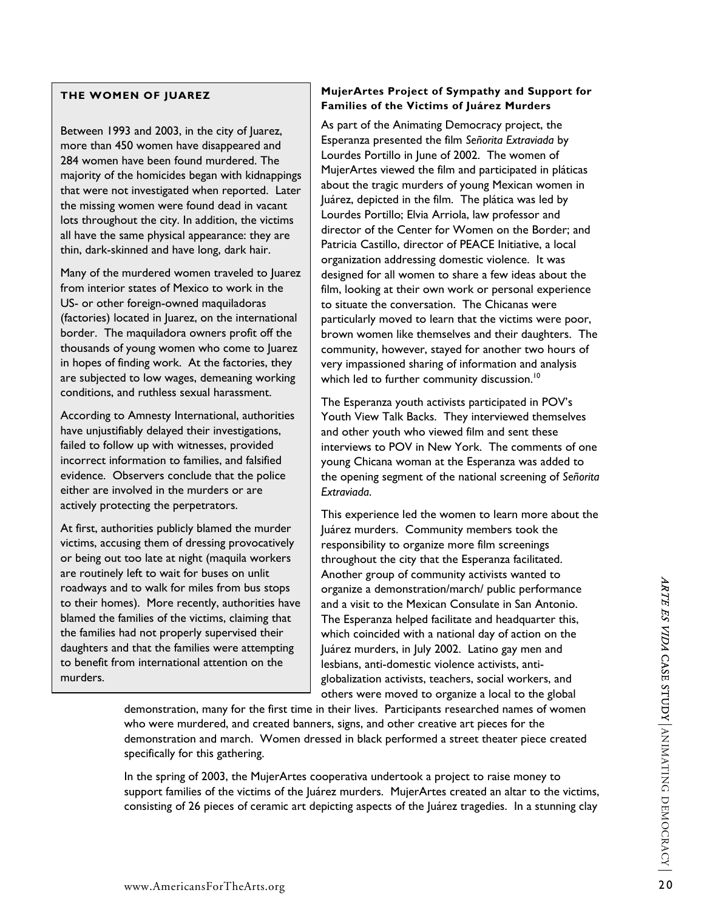### THE WOMEN OF JUAREZ

Between 1993 and 2003, in the city of Juarez, more than 450 women have disappeared and 284 women have been found murdered. The majority of the homicides began with kidnappings that were not investigated when reported. Later the missing women were found dead in vacant lots throughout the city. In addition, the victims all have the same physical appearance: they are thin, dark-skinned and have long, dark hair.

Many of the murdered women traveled to Juarez from interior states of Mexico to work in the US- or other foreign-owned maquiladoras (factories) located in Juarez, on the international border. The maquiladora owners profit off the thousands of young women who come to Juarez in hopes of finding work. At the factories, they are subjected to low wages, demeaning working conditions, and ruthless sexual harassment.

According to Amnesty International, authorities have unjustifiably delayed their investigations, failed to follow up with witnesses, provided incorrect information to families, and falsified evidence. Observers conclude that the police either are involved in the murders or are actively protecting the perpetrators.

At first, authorities publicly blamed the murder victims, accusing them of dressing provocatively or being out too late at night (maquila workers are routinely left to wait for buses on unlit roadways and to walk for miles from bus stops to their homes). More recently, authorities have blamed the families of the victims, claiming that the families had not properly supervised their daughters and that the families were attempting to benefit from international attention on the murders.

### MujerArtes Project of Sympathy and Support for Families of the Victims of Juárez Murders

As part of the Animating Democracy project, the Esperanza presented the film *Señorita Extraviada* by Lourdes Portillo in June of 2002. The women of MujerArtes viewed the film and participated in pláticas about the tragic murders of young Mexican women in Juárez, depicted in the film. The plática was led by Lourdes Portillo; Elvia Arriola, law professor and director of the Center for Women on the Border; and Patricia Castillo, director of PEACE Initiative, a local organization addressing domestic violence. It was designed for all women to share a few ideas about the film, looking at their own work or personal experience to situate the conversation. The Chicanas were particularly moved to learn that the victims were poor, brown women like themselves and their daughters. The community, however, stayed for another two hours of very impassioned sharing of information and analysis which led to further community discussion.[10]

The Esperanza youth activists participated in POV's Youth View Talk Backs. They interviewed themselves and other youth who viewed film and sent these interviews to POV in New York. The comments of one young Chicana woman at the Esperanza was added to the opening segment of the national screening of *Señorita Extraviada*.

This experience led the women to learn more about the Juárez murders. Community members took the responsibility to organize more film screenings throughout the city that the Esperanza facilitated. Another group of community activists wanted to organize a demonstration/march/ public performance and a visit to the Mexican Consulate in San Antonio. The Esperanza helped facilitate and headquarter this, which coincided with a national day of action on the Juárez murders, in July 2002. Latino gay men and lesbians, anti-domestic violence activists, anti-globalization activists, teachers, social workers, and others were moved to organize a local to the global demonstration, many for the first time in their lives. Participants researched names of women who were murdered, and created banners, signs, and other creative art pieces for the demonstration and march. Women dressed in black performed a street theater piece created specifically for this gathering.

In the spring of 2003, the MujerArtes cooperativa undertook a project to raise money to support families of the victims of the Juárez murders. MujerArtes created an altar to the victims, consisting of 26 pieces of ceramic art depicting aspects of the Juárez tragedies. In a stunning clay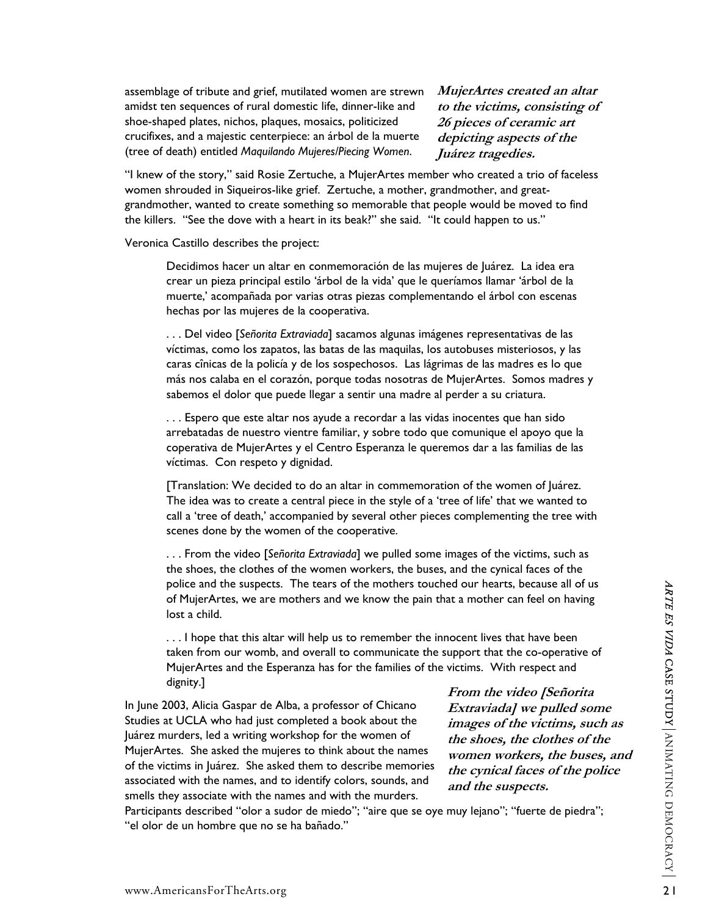assemblage of tribute and grief, mutilated women are strewn amidst ten sequences of rural domestic life, dinner-like and shoe-shaped plates, nichos, plaques, mosaics, politicized crucifixes, and a majestic centerpiece: an árbol de la muerte (tree of death) entitled *Maquilando Mujeres/Piecing Women*.

***MujerArtes created an altar to the victims, consisting of 26 pieces of ceramic art depicting aspects of the Juárez tragedies.***

"I knew of the story," said Rosie Zertuche, a MujerArtes member who created a trio of faceless women shrouded in Siqueiros-like grief. Zertuche, a mother, grandmother, and great-grandmother, wanted to create something so memorable that people would be moved to find the killers. "See the dove with a heart in its beak?" she said. "It could happen to us."

Veronica Castillo describes the project:

> Decidimos hacer un altar en conmemoración de las mujeres de Juárez. La idea era crear un pieza principal estilo 'árbol de la vida' que le queríamos llamar 'árbol de la muerte,' acompañada por varias otras piezas complementando el árbol con escenas hechas por las mujeres de la cooperativa.
>
> . . . Del video [*Señorita Extraviada*] sacamos algunas imágenes representativas de las víctimas, como los zapatos, las batas de las maquilas, los autobuses misteriosos, y las caras cînicas de la policía y de los sospechosos. Las lágrimas de las madres es lo que más nos calaba en el corazón, porque todas nosotras de MujerArtes. Somos madres y sabemos el dolor que puede llegar a sentir una madre al perder a su criatura.
>
> . . . Espero que este altar nos ayude a recordar a las vidas inocentes que han sido arrebatadas de nuestro vientre familiar, y sobre todo que comunique el apoyo que la coperativa de MujerArtes y el Centro Esperanza le queremos dar a las familias de las víctimas. Con respeto y dignidad.
>
> [Translation: We decided to do an altar in commemoration of the women of Juárez. The idea was to create a central piece in the style of a 'tree of life' that we wanted to call a 'tree of death,' accompanied by several other pieces complementing the tree with scenes done by the women of the cooperative.
>
> . . . From the video [*Señorita Extraviada*] we pulled some images of the victims, such as the shoes, the clothes of the women workers, the buses, and the cynical faces of the police and the suspects. The tears of the mothers touched our hearts, because all of us of MujerArtes, we are mothers and we know the pain that a mother can feel on having lost a child.
>
> . . . I hope that this altar will help us to remember the innocent lives that have been taken from our womb, and overall to communicate the support that the co-operative of MujerArtes and the Esperanza has for the families of the victims. With respect and dignity.]

***From the video [Señorita Extraviada] we pulled some images of the victims, such as the shoes, the clothes of the women workers, the buses, and the cynical faces of the police and the suspects.***

In June 2003, Alicia Gaspar de Alba, a professor of Chicano Studies at UCLA who had just completed a book about the Juárez murders, led a writing workshop for the women of MujerArtes. She asked the mujeres to think about the names of the victims in Juárez. She asked them to describe memories associated with the names, and to identify colors, sounds, and smells they associate with the names and with the murders. Participants described "olor a sudor de miedo"; "aire que se oye muy lejano"; "fuerte de piedra"; "el olor de un hombre que no se ha bañado."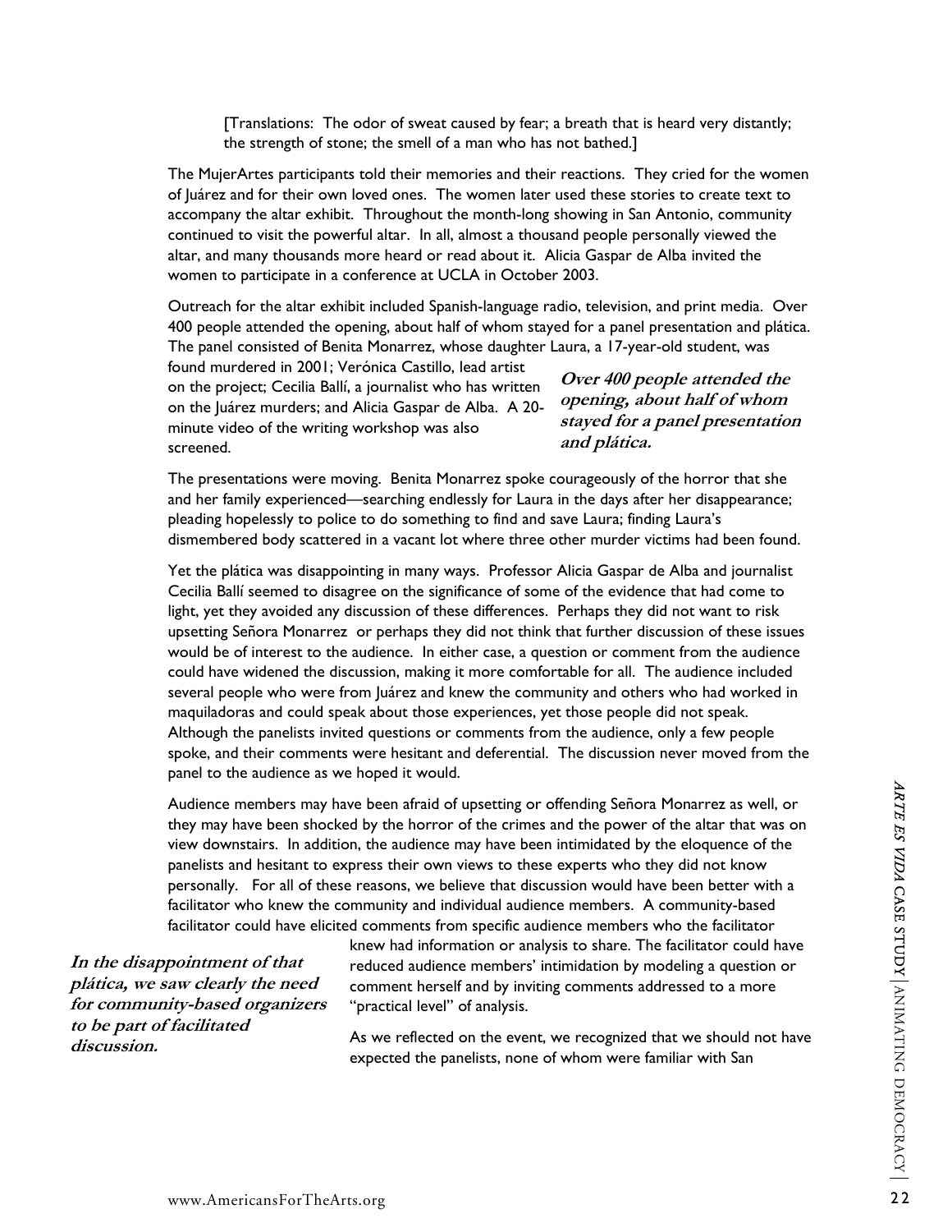[Translations: The odor of sweat caused by fear; a breath that is heard very distantly; the strength of stone; the smell of a man who has not bathed.]

The MujerArtes participants told their memories and their reactions. They cried for the women of Juárez and for their own loved ones. The women later used these stories to create text to accompany the altar exhibit. Throughout the month-long showing in San Antonio, community continued to visit the powerful altar. In all, almost a thousand people personally viewed the altar, and many thousands more heard or read about it. Alicia Gaspar de Alba invited the women to participate in a conference at UCLA in October 2003.

Outreach for the altar exhibit included Spanish-language radio, television, and print media. Over 400 people attended the opening, about half of whom stayed for a panel presentation and plática. The panel consisted of Benita Monarrez, whose daughter Laura, a 17-year-old student, was found murdered in 2001; Verónica Castillo, lead artist on the project; Cecilia Ballí, a journalist who has written on the Juárez murders; and Alicia Gaspar de Alba. A 20-minute video of the writing workshop was also screened.

***Over 400 people attended the opening, about half of whom stayed for a panel presentation and plática.***

The presentations were moving. Benita Monarrez spoke courageously of the horror that she and her family experienced—searching endlessly for Laura in the days after her disappearance; pleading hopelessly to police to do something to find and save Laura; finding Laura's dismembered body scattered in a vacant lot where three other murder victims had been found.

Yet the plática was disappointing in many ways. Professor Alicia Gaspar de Alba and journalist Cecilia Ballí seemed to disagree on the significance of some of the evidence that had come to light, yet they avoided any discussion of these differences. Perhaps they did not want to risk upsetting Señora Monarrez or perhaps they did not think that further discussion of these issues would be of interest to the audience. In either case, a question or comment from the audience could have widened the discussion, making it more comfortable for all. The audience included several people who were from Juárez and knew the community and others who had worked in maquiladoras and could speak about those experiences, yet those people did not speak. Although the panelists invited questions or comments from the audience, only a few people spoke, and their comments were hesitant and deferential. The discussion never moved from the panel to the audience as we hoped it would.

Audience members may have been afraid of upsetting or offending Señora Monarrez as well, or they may have been shocked by the horror of the crimes and the power of the altar that was on view downstairs. In addition, the audience may have been intimidated by the eloquence of the panelists and hesitant to express their own views to these experts who they did not know personally. For all of these reasons, we believe that discussion would have been better with a facilitator who knew the community and individual audience members. A community-based facilitator could have elicited comments from specific audience members who the facilitator knew had information or analysis to share. The facilitator could have reduced audience members' intimidation by modeling a question or comment herself and by inviting comments addressed to a more "practical level" of analysis.

***In the disappointment of that plática, we saw clearly the need for community-based organizers to be part of facilitated discussion.***

As we reflected on the event, we recognized that we should not have expected the panelists, none of whom were familiar with San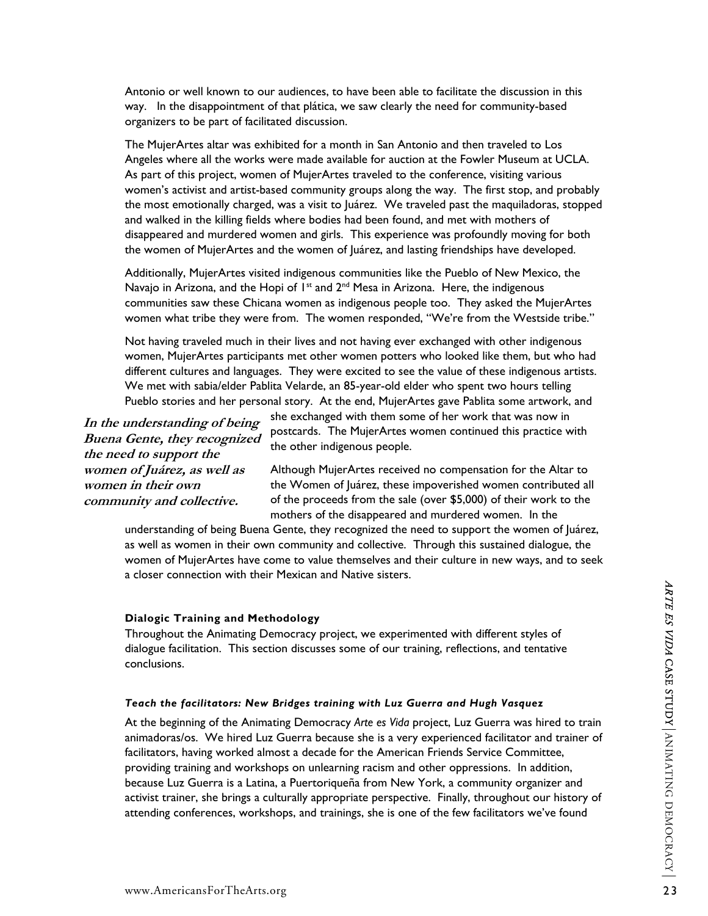Antonio or well known to our audiences, to have been able to facilitate the discussion in this way. In the disappointment of that plática, we saw clearly the need for community-based organizers to be part of facilitated discussion.

The MujerArtes altar was exhibited for a month in San Antonio and then traveled to Los Angeles where all the works were made available for auction at the Fowler Museum at UCLA. As part of this project, women of MujerArtes traveled to the conference, visiting various women's activist and artist-based community groups along the way. The first stop, and probably the most emotionally charged, was a visit to Juárez. We traveled past the maquiladoras, stopped and walked in the killing fields where bodies had been found, and met with mothers of disappeared and murdered women and girls. This experience was profoundly moving for both the women of MujerArtes and the women of Juárez, and lasting friendships have developed.

Additionally, MujerArtes visited indigenous communities like the Pueblo of New Mexico, the Navajo in Arizona, and the Hopi of 1st and 2nd Mesa in Arizona. Here, the indigenous communities saw these Chicana women as indigenous people too. They asked the MujerArtes women what tribe they were from. The women responded, "We're from the Westside tribe."

Not having traveled much in their lives and not having ever exchanged with other indigenous women, MujerArtes participants met other women potters who looked like them, but who had different cultures and languages. They were excited to see the value of these indigenous artists. We met with sabia/elder Pablita Velarde, an 85-year-old elder who spent two hours telling Pueblo stories and her personal story. At the end, MujerArtes gave Pablita some artwork, and she exchanged with them some of her work that was now in postcards. The MujerArtes women continued this practice with the other indigenous people.

***In the understanding of being Buena Gente, they recognized the need to support the women of Juárez, as well as women in their own community and collective.***

Although MujerArtes received no compensation for the Altar to the Women of Juárez, these impoverished women contributed all of the proceeds from the sale (over $5,000) of their work to the mothers of the disappeared and murdered women. In the understanding of being Buena Gente, they recognized the need to support the women of Juárez, as well as women in their own community and collective. Through this sustained dialogue, the women of MujerArtes have come to value themselves and their culture in new ways, and to seek a closer connection with their Mexican and Native sisters.

**Dialogic Training and Methodology**

Throughout the Animating Democracy project, we experimented with different styles of dialogue facilitation. This section discusses some of our training, reflections, and tentative conclusions.

***Teach the facilitators: New Bridges training with Luz Guerra and Hugh Vasquez***

At the beginning of the Animating Democracy *Arte es Vida* project, Luz Guerra was hired to train animadoras/os. We hired Luz Guerra because she is a very experienced facilitator and trainer of facilitators, having worked almost a decade for the American Friends Service Committee, providing training and workshops on unlearning racism and other oppressions. In addition, because Luz Guerra is a Latina, a Puertoriqueña from New York, a community organizer and activist trainer, she brings a culturally appropriate perspective. Finally, throughout our history of attending conferences, workshops, and trainings, she is one of the few facilitators we've found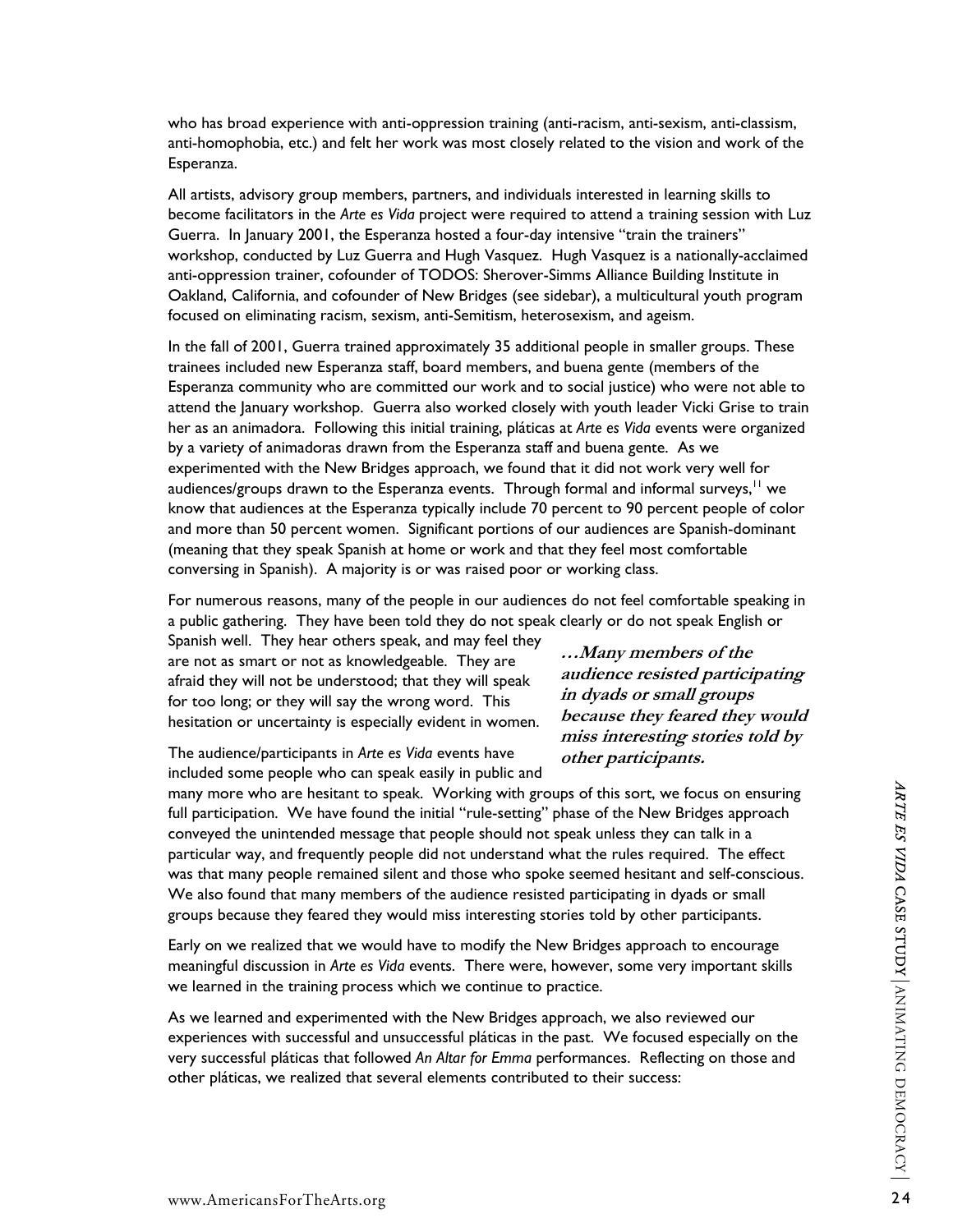who has broad experience with anti-oppression training (anti-racism, anti-sexism, anti-classism, anti-homophobia, etc.) and felt her work was most closely related to the vision and work of the Esperanza.

All artists, advisory group members, partners, and individuals interested in learning skills to become facilitators in the *Arte es Vida* project were required to attend a training session with Luz Guerra. In January 2001, the Esperanza hosted a four-day intensive "train the trainers" workshop, conducted by Luz Guerra and Hugh Vasquez. Hugh Vasquez is a nationally-acclaimed anti-oppression trainer, cofounder of TODOS: Sherover-Simms Alliance Building Institute in Oakland, California, and cofounder of New Bridges (see sidebar), a multicultural youth program focused on eliminating racism, sexism, anti-Semitism, heterosexism, and ageism.

In the fall of 2001, Guerra trained approximately 35 additional people in smaller groups. These trainees included new Esperanza staff, board members, and buena gente (members of the Esperanza community who are committed our work and to social justice) who were not able to attend the January workshop. Guerra also worked closely with youth leader Vicki Grise to train her as an animadora. Following this initial training, pláticas at *Arte es Vida* events were organized by a variety of animadoras drawn from the Esperanza staff and buena gente. As we experimented with the New Bridges approach, we found that it did not work very well for audiences/groups drawn to the Esperanza events. Through formal and informal surveys,[11] we know that audiences at the Esperanza typically include 70 percent to 90 percent people of color and more than 50 percent women. Significant portions of our audiences are Spanish-dominant (meaning that they speak Spanish at home or work and that they feel most comfortable conversing in Spanish). A majority is or was raised poor or working class.

For numerous reasons, many of the people in our audiences do not feel comfortable speaking in a public gathering. They have been told they do not speak clearly or do not speak English or Spanish well. They hear others speak, and may feel they are not as smart or not as knowledgeable. They are afraid they will not be understood; that they will speak for too long; or they will say the wrong word. This hesitation or uncertainty is especially evident in women.

***…Many members of the audience resisted participating in dyads or small groups because they feared they would miss interesting stories told by other participants.***

The audience/participants in *Arte es Vida* events have included some people who can speak easily in public and many more who are hesitant to speak. Working with groups of this sort, we focus on ensuring full participation. We have found the initial "rule-setting" phase of the New Bridges approach conveyed the unintended message that people should not speak unless they can talk in a particular way, and frequently people did not understand what the rules required. The effect was that many people remained silent and those who spoke seemed hesitant and self-conscious. We also found that many members of the audience resisted participating in dyads or small groups because they feared they would miss interesting stories told by other participants.

Early on we realized that we would have to modify the New Bridges approach to encourage meaningful discussion in *Arte es Vida* events. There were, however, some very important skills we learned in the training process which we continue to practice.

As we learned and experimented with the New Bridges approach, we also reviewed our experiences with successful and unsuccessful pláticas in the past. We focused especially on the very successful pláticas that followed *An Altar for Emma* performances. Reflecting on those and other pláticas, we realized that several elements contributed to their success: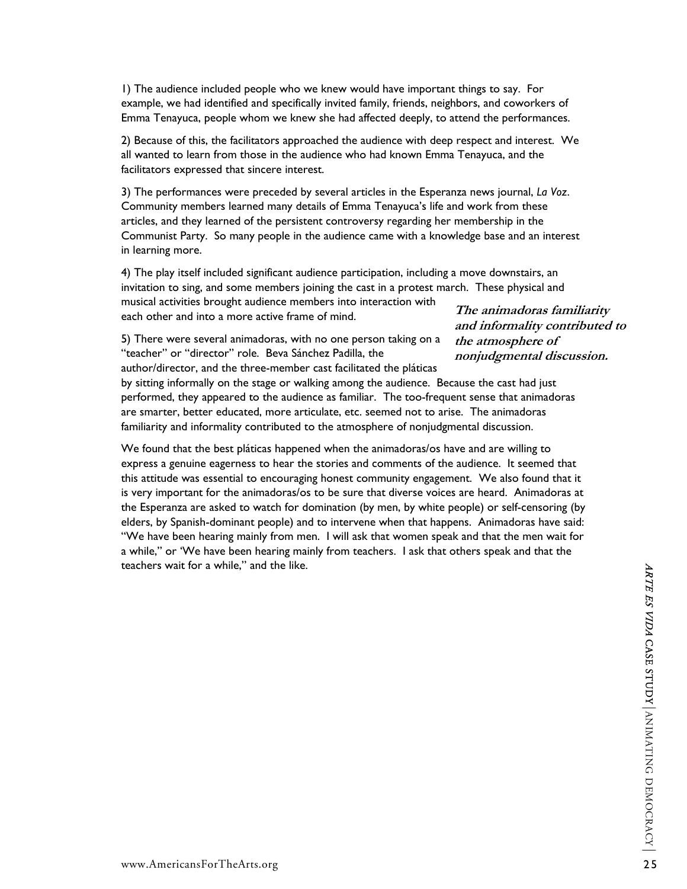1) The audience included people who we knew would have important things to say. For example, we had identified and specifically invited family, friends, neighbors, and coworkers of Emma Tenayuca, people whom we knew she had affected deeply, to attend the performances.

2) Because of this, the facilitators approached the audience with deep respect and interest. We all wanted to learn from those in the audience who had known Emma Tenayuca, and the facilitators expressed that sincere interest.

3) The performances were preceded by several articles in the Esperanza news journal, *La Voz*. Community members learned many details of Emma Tenayuca's life and work from these articles, and they learned of the persistent controversy regarding her membership in the Communist Party. So many people in the audience came with a knowledge base and an interest in learning more.

4) The play itself included significant audience participation, including a move downstairs, an invitation to sing, and some members joining the cast in a protest march. These physical and musical activities brought audience members into interaction with each other and into a more active frame of mind.

5) There were several animadoras, with no one person taking on a "teacher" or "director" role. Beva Sánchez Padilla, the author/director, and the three-member cast facilitated the pláticas by sitting informally on the stage or walking among the audience. Because the cast had just performed, they appeared to the audience as familiar. The too-frequent sense that animadoras are smarter, better educated, more articulate, etc. seemed not to arise. The animadoras familiarity and informality contributed to the atmosphere of nonjudgmental discussion.

***The animadoras familiarity and informality contributed to the atmosphere of nonjudgmental discussion.***

We found that the best pláticas happened when the animadoras/os have and are willing to express a genuine eagerness to hear the stories and comments of the audience. It seemed that this attitude was essential to encouraging honest community engagement. We also found that it is very important for the animadoras/os to be sure that diverse voices are heard. Animadoras at the Esperanza are asked to watch for domination (by men, by white people) or self-censoring (by elders, by Spanish-dominant people) and to intervene when that happens. Animadoras have said: "We have been hearing mainly from men. I will ask that women speak and that the men wait for a while," or 'We have been hearing mainly from teachers. I ask that others speak and that the teachers wait for a while," and the like.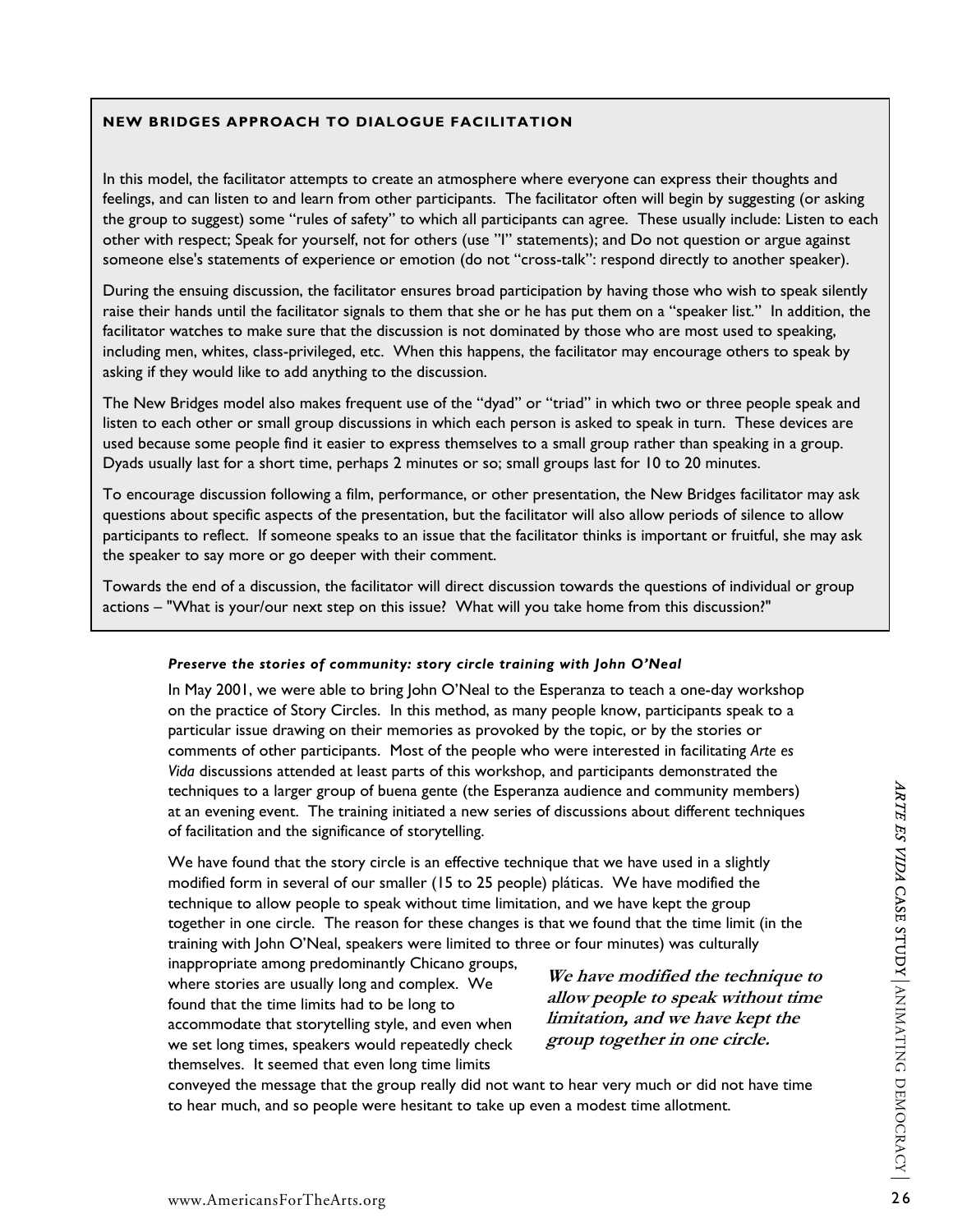### NEW BRIDGES APPROACH TO DIALOGUE FACILITATION

In this model, the facilitator attempts to create an atmosphere where everyone can express their thoughts and feelings, and can listen to and learn from other participants. The facilitator often will begin by suggesting (or asking the group to suggest) some "rules of safety" to which all participants can agree. These usually include: Listen to each other with respect; Speak for yourself, not for others (use "I" statements); and Do not question or argue against someone else's statements of experience or emotion (do not "cross-talk": respond directly to another speaker).

During the ensuing discussion, the facilitator ensures broad participation by having those who wish to speak silently raise their hands until the facilitator signals to them that she or he has put them on a "speaker list." In addition, the facilitator watches to make sure that the discussion is not dominated by those who are most used to speaking, including men, whites, class-privileged, etc. When this happens, the facilitator may encourage others to speak by asking if they would like to add anything to the discussion.

The New Bridges model also makes frequent use of the "dyad" or "triad" in which two or three people speak and listen to each other or small group discussions in which each person is asked to speak in turn. These devices are used because some people find it easier to express themselves to a small group rather than speaking in a group. Dyads usually last for a short time, perhaps 2 minutes or so; small groups last for 10 to 20 minutes.

To encourage discussion following a film, performance, or other presentation, the New Bridges facilitator may ask questions about specific aspects of the presentation, but the facilitator will also allow periods of silence to allow participants to reflect. If someone speaks to an issue that the facilitator thinks is important or fruitful, she may ask the speaker to say more or go deeper with their comment.

Towards the end of a discussion, the facilitator will direct discussion towards the questions of individual or group actions – "What is your/our next step on this issue? What will you take home from this discussion?"

#### *Preserve the stories of community: story circle training with John O'Neal*

In May 2001, we were able to bring John O'Neal to the Esperanza to teach a one-day workshop on the practice of Story Circles. In this method, as many people know, participants speak to a particular issue drawing on their memories as provoked by the topic, or by the stories or comments of other participants. Most of the people who were interested in facilitating *Arte es Vida* discussions attended at least parts of this workshop, and participants demonstrated the techniques to a larger group of buena gente (the Esperanza audience and community members) at an evening event. The training initiated a new series of discussions about different techniques of facilitation and the significance of storytelling.

We have found that the story circle is an effective technique that we have used in a slightly modified form in several of our smaller (15 to 25 people) pláticas. We have modified the technique to allow people to speak without time limitation, and we have kept the group together in one circle. The reason for these changes is that we found that the time limit (in the training with John O'Neal, speakers were limited to three or four minutes) was culturally inappropriate among predominantly Chicano groups, where stories are usually long and complex. We found that the time limits had to be long to accommodate that storytelling style, and even when we set long times, speakers would repeatedly check themselves. It seemed that even long time limits conveyed the message that the group really did not want to hear very much or did not have time to hear much, and so people were hesitant to take up even a modest time allotment.

***We have modified the technique to allow people to speak without time limitation, and we have kept the group together in one circle.***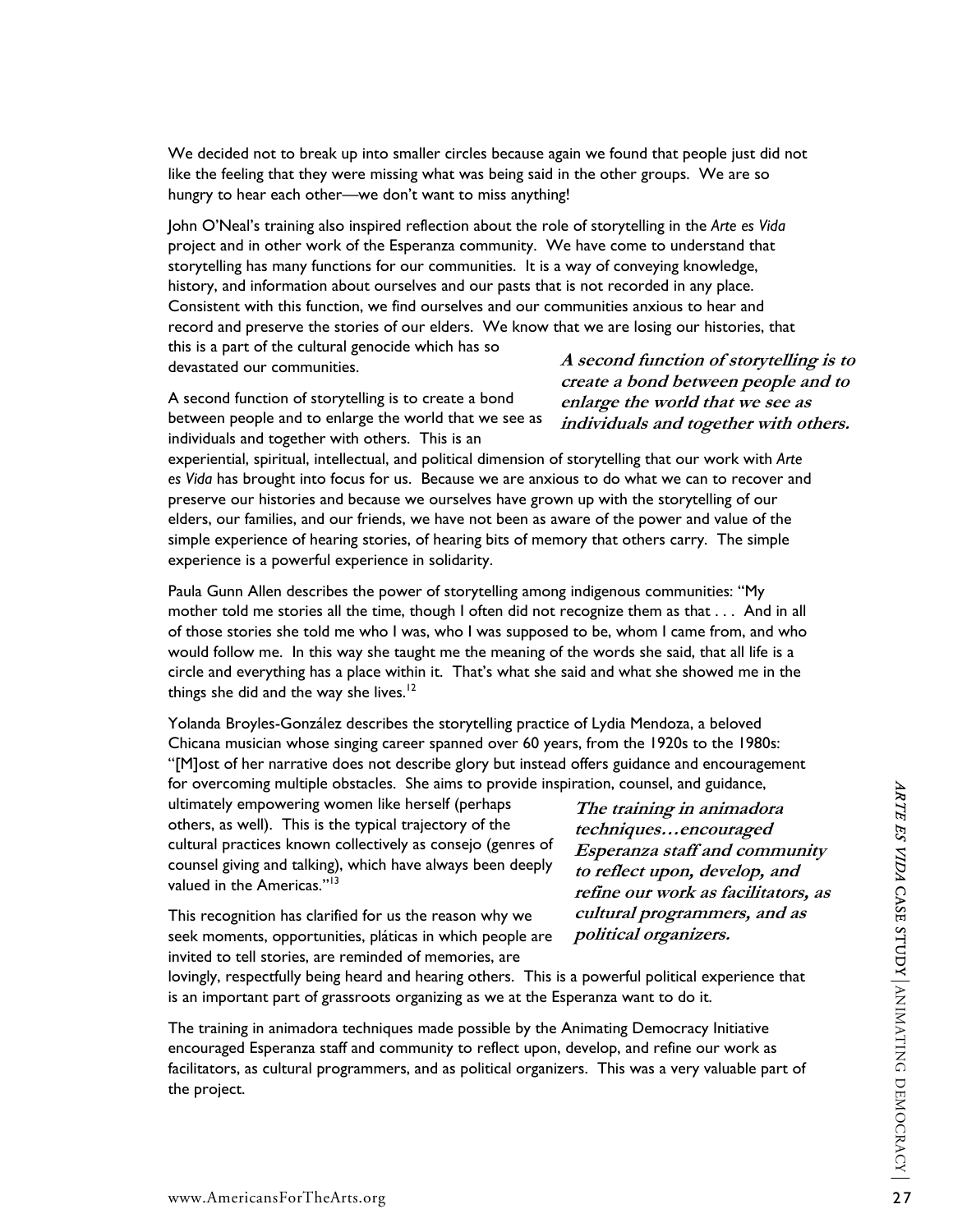We decided not to break up into smaller circles because again we found that people just did not like the feeling that they were missing what was being said in the other groups. We are so hungry to hear each other—we don't want to miss anything!

John O'Neal's training also inspired reflection about the role of storytelling in the *Arte es Vida* project and in other work of the Esperanza community. We have come to understand that storytelling has many functions for our communities. It is a way of conveying knowledge, history, and information about ourselves and our pasts that is not recorded in any place. Consistent with this function, we find ourselves and our communities anxious to hear and record and preserve the stories of our elders. We know that we are losing our histories, that this is a part of the cultural genocide which has so devastated our communities.

***A second function of storytelling is to create a bond between people and to enlarge the world that we see as individuals and together with others.***

A second function of storytelling is to create a bond between people and to enlarge the world that we see as individuals and together with others. This is an experiential, spiritual, intellectual, and political dimension of storytelling that our work with *Arte es Vida* has brought into focus for us. Because we are anxious to do what we can to recover and preserve our histories and because we ourselves have grown up with the storytelling of our elders, our families, and our friends, we have not been as aware of the power and value of the simple experience of hearing stories, of hearing bits of memory that others carry. The simple experience is a powerful experience in solidarity.

Paula Gunn Allen describes the power of storytelling among indigenous communities: "My mother told me stories all the time, though I often did not recognize them as that . . . And in all of those stories she told me who I was, who I was supposed to be, whom I came from, and who would follow me. In this way she taught me the meaning of the words she said, that all life is a circle and everything has a place within it. That's what she said and what she showed me in the things she did and the way she lives.[12]

Yolanda Broyles-González describes the storytelling practice of Lydia Mendoza, a beloved Chicana musician whose singing career spanned over 60 years, from the 1920s to the 1980s: "[M]ost of her narrative does not describe glory but instead offers guidance and encouragement for overcoming multiple obstacles. She aims to provide inspiration, counsel, and guidance, ultimately empowering women like herself (perhaps others, as well). This is the typical trajectory of the cultural practices known collectively as consejo (genres of counsel giving and talking), which have always been deeply valued in the Americas."[13]

***The training in animadora techniques…encouraged Esperanza staff and community to reflect upon, develop, and refine our work as facilitators, as cultural programmers, and as political organizers.***

This recognition has clarified for us the reason why we seek moments, opportunities, pláticas in which people are invited to tell stories, are reminded of memories, are lovingly, respectfully being heard and hearing others. This is a powerful political experience that is an important part of grassroots organizing as we at the Esperanza want to do it.

The training in animadora techniques made possible by the Animating Democracy Initiative encouraged Esperanza staff and community to reflect upon, develop, and refine our work as facilitators, as cultural programmers, and as political organizers. This was a very valuable part of the project.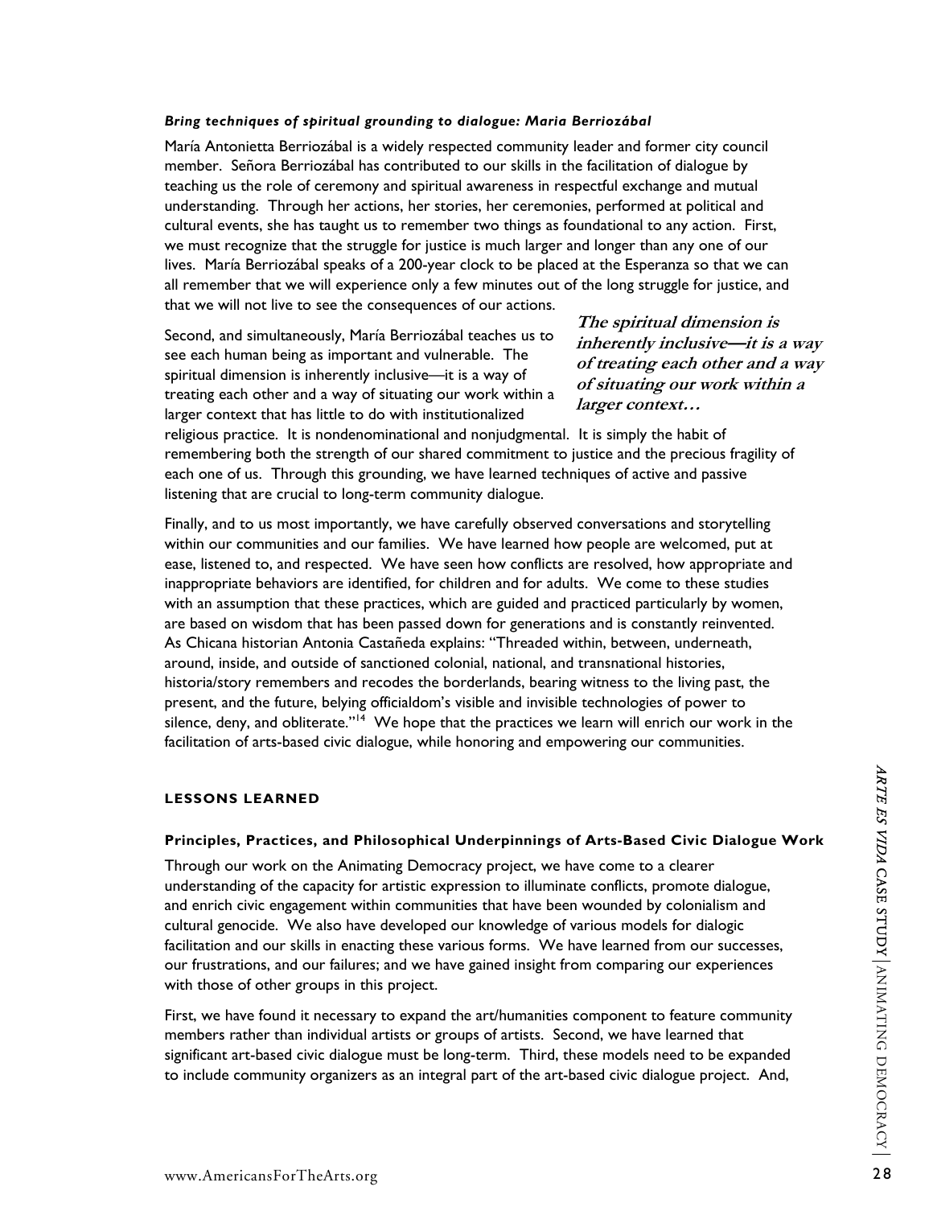***Bring techniques of spiritual grounding to dialogue: Maria Berriozábal***

María Antonietta Berriozábal is a widely respected community leader and former city council member. Señora Berriozábal has contributed to our skills in the facilitation of dialogue by teaching us the role of ceremony and spiritual awareness in respectful exchange and mutual understanding. Through her actions, her stories, her ceremonies, performed at political and cultural events, she has taught us to remember two things as foundational to any action. First, we must recognize that the struggle for justice is much larger and longer than any one of our lives. María Berriozábal speaks of a 200-year clock to be placed at the Esperanza so that we can all remember that we will experience only a few minutes out of the long struggle for justice, and that we will not live to see the consequences of our actions.

***The spiritual dimension is inherently inclusive—it is a way of treating each other and a way of situating our work within a larger context…***

Second, and simultaneously, María Berriozábal teaches us to see each human being as important and vulnerable. The spiritual dimension is inherently inclusive—it is a way of treating each other and a way of situating our work within a larger context that has little to do with institutionalized religious practice. It is nondenominational and nonjudgmental. It is simply the habit of remembering both the strength of our shared commitment to justice and the precious fragility of each one of us. Through this grounding, we have learned techniques of active and passive listening that are crucial to long-term community dialogue.

Finally, and to us most importantly, we have carefully observed conversations and storytelling within our communities and our families. We have learned how people are welcomed, put at ease, listened to, and respected. We have seen how conflicts are resolved, how appropriate and inappropriate behaviors are identified, for children and for adults. We come to these studies with an assumption that these practices, which are guided and practiced particularly by women, are based on wisdom that has been passed down for generations and is constantly reinvented. As Chicana historian Antonia Castañeda explains: "Threaded within, between, underneath, around, inside, and outside of sanctioned colonial, national, and transnational histories, historia/story remembers and recodes the borderlands, bearing witness to the living past, the present, and the future, belying officialdom's visible and invisible technologies of power to silence, deny, and obliterate."[14] We hope that the practices we learn will enrich our work in the facilitation of arts-based civic dialogue, while honoring and empowering our communities.

## LESSONS LEARNED

### Principles, Practices, and Philosophical Underpinnings of Arts-Based Civic Dialogue Work

Through our work on the Animating Democracy project, we have come to a clearer understanding of the capacity for artistic expression to illuminate conflicts, promote dialogue, and enrich civic engagement within communities that have been wounded by colonialism and cultural genocide. We also have developed our knowledge of various models for dialogic facilitation and our skills in enacting these various forms. We have learned from our successes, our frustrations, and our failures; and we have gained insight from comparing our experiences with those of other groups in this project.

First, we have found it necessary to expand the art/humanities component to feature community members rather than individual artists or groups of artists. Second, we have learned that significant art-based civic dialogue must be long-term. Third, these models need to be expanded to include community organizers as an integral part of the art-based civic dialogue project. And,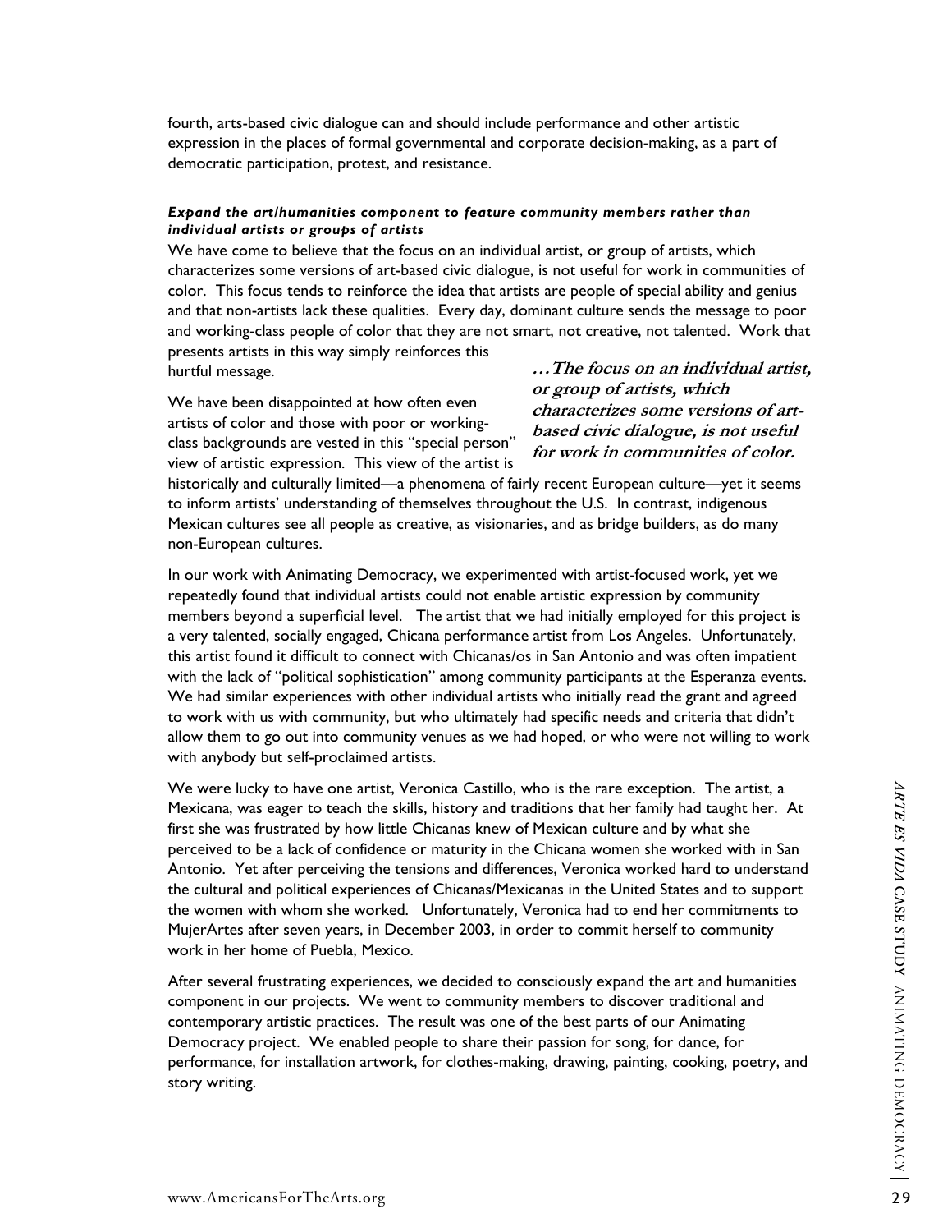fourth, arts-based civic dialogue can and should include performance and other artistic expression in the places of formal governmental and corporate decision-making, as a part of democratic participation, protest, and resistance.

***Expand the art/humanities component to feature community members rather than individual artists or groups of artists***

We have come to believe that the focus on an individual artist, or group of artists, which characterizes some versions of art-based civic dialogue, is not useful for work in communities of color. This focus tends to reinforce the idea that artists are people of special ability and genius and that non-artists lack these qualities. Every day, dominant culture sends the message to poor and working-class people of color that they are not smart, not creative, not talented. Work that presents artists in this way simply reinforces this hurtful message.

> ***…The focus on an individual artist, or group of artists, which characterizes some versions of art-based civic dialogue, is not useful for work in communities of color.***

We have been disappointed at how often even artists of color and those with poor or working-class backgrounds are vested in this "special person" view of artistic expression. This view of the artist is historically and culturally limited—a phenomena of fairly recent European culture—yet it seems to inform artists' understanding of themselves throughout the U.S. In contrast, indigenous Mexican cultures see all people as creative, as visionaries, and as bridge builders, as do many non-European cultures.

In our work with Animating Democracy, we experimented with artist-focused work, yet we repeatedly found that individual artists could not enable artistic expression by community members beyond a superficial level. The artist that we had initially employed for this project is a very talented, socially engaged, Chicana performance artist from Los Angeles. Unfortunately, this artist found it difficult to connect with Chicanas/os in San Antonio and was often impatient with the lack of "political sophistication" among community participants at the Esperanza events. We had similar experiences with other individual artists who initially read the grant and agreed to work with us with community, but who ultimately had specific needs and criteria that didn't allow them to go out into community venues as we had hoped, or who were not willing to work with anybody but self-proclaimed artists.

We were lucky to have one artist, Veronica Castillo, who is the rare exception. The artist, a Mexicana, was eager to teach the skills, history and traditions that her family had taught her. At first she was frustrated by how little Chicanas knew of Mexican culture and by what she perceived to be a lack of confidence or maturity in the Chicana women she worked with in San Antonio. Yet after perceiving the tensions and differences, Veronica worked hard to understand the cultural and political experiences of Chicanas/Mexicanas in the United States and to support the women with whom she worked. Unfortunately, Veronica had to end her commitments to MujerArtes after seven years, in December 2003, in order to commit herself to community work in her home of Puebla, Mexico.

After several frustrating experiences, we decided to consciously expand the art and humanities component in our projects. We went to community members to discover traditional and contemporary artistic practices. The result was one of the best parts of our Animating Democracy project. We enabled people to share their passion for song, for dance, for performance, for installation artwork, for clothes-making, drawing, painting, cooking, poetry, and story writing.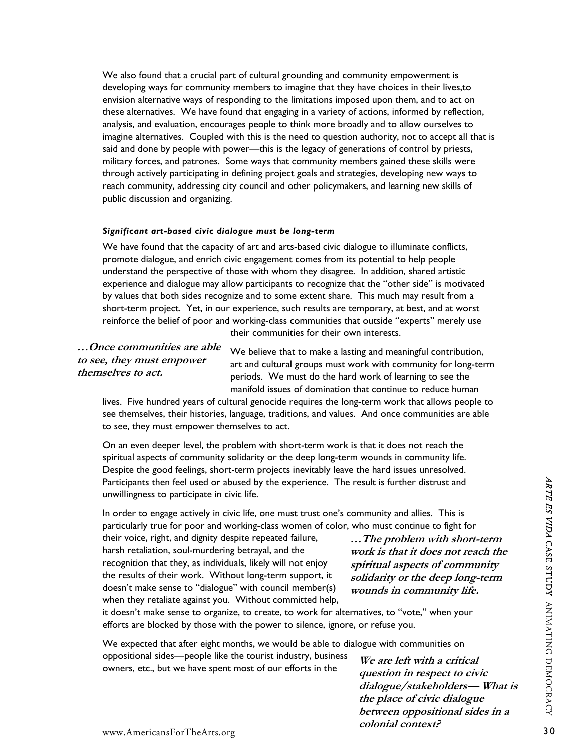We also found that a crucial part of cultural grounding and community empowerment is developing ways for community members to imagine that they have choices in their lives,to envision alternative ways of responding to the limitations imposed upon them, and to act on these alternatives. We have found that engaging in a variety of actions, informed by reflection, analysis, and evaluation, encourages people to think more broadly and to allow ourselves to imagine alternatives. Coupled with this is the need to question authority, not to accept all that is said and done by people with power—this is the legacy of generations of control by priests, military forces, and patrones. Some ways that community members gained these skills were through actively participating in defining project goals and strategies, developing new ways to reach community, addressing city council and other policymakers, and learning new skills of public discussion and organizing.

#### *Significant art-based civic dialogue must be long-term*

We have found that the capacity of art and arts-based civic dialogue to illuminate conflicts, promote dialogue, and enrich civic engagement comes from its potential to help people understand the perspective of those with whom they disagree. In addition, shared artistic experience and dialogue may allow participants to recognize that the "other side" is motivated by values that both sides recognize and to some extent share. This much may result from a short-term project. Yet, in our experience, such results are temporary, at best, and at worst reinforce the belief of poor and working-class communities that outside "experts" merely use their communities for their own interests.

***…Once communities are able to see, they must empower themselves to act.***

We believe that to make a lasting and meaningful contribution, art and cultural groups must work with community for long-term periods. We must do the hard work of learning to see the manifold issues of domination that continue to reduce human lives. Five hundred years of cultural genocide requires the long-term work that allows people to see themselves, their histories, language, traditions, and values. And once communities are able to see, they must empower themselves to act.

On an even deeper level, the problem with short-term work is that it does not reach the spiritual aspects of community solidarity or the deep long-term wounds in community life. Despite the good feelings, short-term projects inevitably leave the hard issues unresolved. Participants then feel used or abused by the experience. The result is further distrust and unwillingness to participate in civic life.

In order to engage actively in civic life, one must trust one's community and allies. This is particularly true for poor and working-class women of color, who must continue to fight for their voice, right, and dignity despite repeated failure, harsh retaliation, soul-murdering betrayal, and the recognition that they, as individuals, likely will not enjoy the results of their work. Without long-term support, it doesn't make sense to "dialogue" with council member(s) when they retaliate against you. Without committed help, it doesn't make sense to organize, to create, to work for alternatives, to "vote," when your efforts are blocked by those with the power to silence, ignore, or refuse you.

***…The problem with short-term work is that it does not reach the spiritual aspects of community solidarity or the deep long-term wounds in community life.***

We expected that after eight months, we would be able to dialogue with communities on oppositional sides—people like the tourist industry, business owners, etc., but we have spent most of our efforts in the

***We are left with a critical question in respect to civic dialogue/stakeholders— What is the place of civic dialogue between oppositional sides in a colonial context?***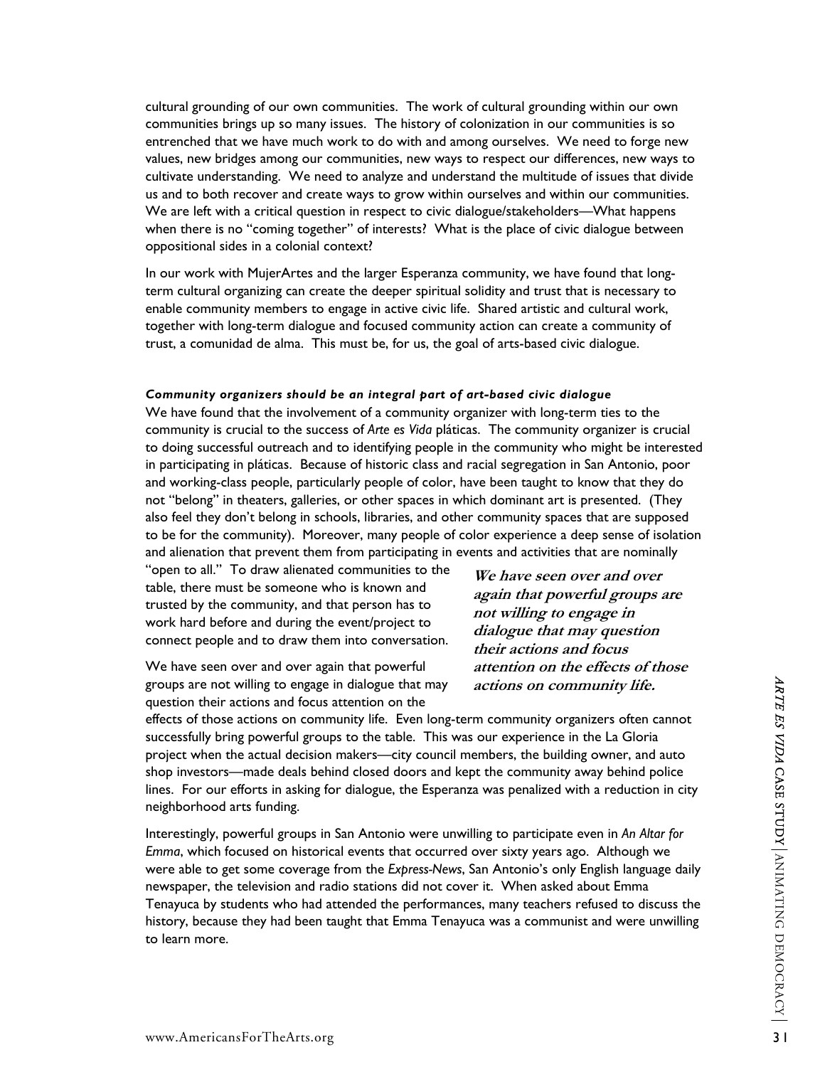cultural grounding of our own communities. The work of cultural grounding within our own communities brings up so many issues. The history of colonization in our communities is so entrenched that we have much work to do with and among ourselves. We need to forge new values, new bridges among our communities, new ways to respect our differences, new ways to cultivate understanding. We need to analyze and understand the multitude of issues that divide us and to both recover and create ways to grow within ourselves and within our communities. We are left with a critical question in respect to civic dialogue/stakeholders—What happens when there is no "coming together" of interests? What is the place of civic dialogue between oppositional sides in a colonial context?

In our work with MujerArtes and the larger Esperanza community, we have found that long-term cultural organizing can create the deeper spiritual solidity and trust that is necessary to enable community members to engage in active civic life. Shared artistic and cultural work, together with long-term dialogue and focused community action can create a community of trust, a comunidad de alma. This must be, for us, the goal of arts-based civic dialogue.

***Community organizers should be an integral part of art-based civic dialogue***

We have found that the involvement of a community organizer with long-term ties to the community is crucial to the success of *Arte es Vida* pláticas. The community organizer is crucial to doing successful outreach and to identifying people in the community who might be interested in participating in pláticas. Because of historic class and racial segregation in San Antonio, poor and working-class people, particularly people of color, have been taught to know that they do not "belong" in theaters, galleries, or other spaces in which dominant art is presented. (They also feel they don't belong in schools, libraries, and other community spaces that are supposed to be for the community). Moreover, many people of color experience a deep sense of isolation and alienation that prevent them from participating in events and activities that are nominally "open to all." To draw alienated communities to the table, there must be someone who is known and trusted by the community, and that person has to work hard before and during the event/project to connect people and to draw them into conversation.

> ***We have seen over and over again that powerful groups are not willing to engage in dialogue that may question their actions and focus attention on the effects of those actions on community life.***

We have seen over and over again that powerful groups are not willing to engage in dialogue that may question their actions and focus attention on the effects of those actions on community life. Even long-term community organizers often cannot successfully bring powerful groups to the table. This was our experience in the La Gloria project when the actual decision makers—city council members, the building owner, and auto shop investors—made deals behind closed doors and kept the community away behind police lines. For our efforts in asking for dialogue, the Esperanza was penalized with a reduction in city neighborhood arts funding.

Interestingly, powerful groups in San Antonio were unwilling to participate even in *An Altar for Emma*, which focused on historical events that occurred over sixty years ago. Although we were able to get some coverage from the *Express-News*, San Antonio's only English language daily newspaper, the television and radio stations did not cover it. When asked about Emma Tenayuca by students who had attended the performances, many teachers refused to discuss the history, because they had been taught that Emma Tenayuca was a communist and were unwilling to learn more.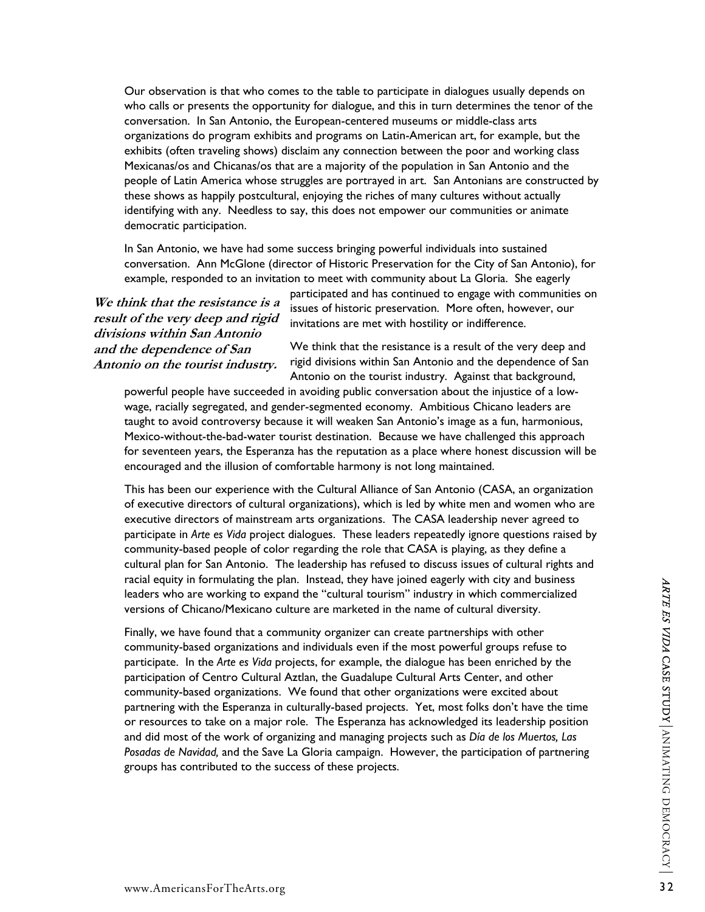Our observation is that who comes to the table to participate in dialogues usually depends on who calls or presents the opportunity for dialogue, and this in turn determines the tenor of the conversation. In San Antonio, the European-centered museums or middle-class arts organizations do program exhibits and programs on Latin-American art, for example, but the exhibits (often traveling shows) disclaim any connection between the poor and working class Mexicanas/os and Chicanas/os that are a majority of the population in San Antonio and the people of Latin America whose struggles are portrayed in art. San Antonians are constructed by these shows as happily postcultural, enjoying the riches of many cultures without actually identifying with any. Needless to say, this does not empower our communities or animate democratic participation.

In San Antonio, we have had some success bringing powerful individuals into sustained conversation. Ann McGlone (director of Historic Preservation for the City of San Antonio), for example, responded to an invitation to meet with community about La Gloria. She eagerly participated and has continued to engage with communities on issues of historic preservation. More often, however, our invitations are met with hostility or indifference.

***We think that the resistance is a result of the very deep and rigid divisions within San Antonio and the dependence of San Antonio on the tourist industry.***

We think that the resistance is a result of the very deep and rigid divisions within San Antonio and the dependence of San Antonio on the tourist industry. Against that background, powerful people have succeeded in avoiding public conversation about the injustice of a low-wage, racially segregated, and gender-segmented economy. Ambitious Chicano leaders are taught to avoid controversy because it will weaken San Antonio's image as a fun, harmonious, Mexico-without-the-bad-water tourist destination. Because we have challenged this approach for seventeen years, the Esperanza has the reputation as a place where honest discussion will be encouraged and the illusion of comfortable harmony is not long maintained.

This has been our experience with the Cultural Alliance of San Antonio (CASA, an organization of executive directors of cultural organizations), which is led by white men and women who are executive directors of mainstream arts organizations. The CASA leadership never agreed to participate in *Arte es Vida* project dialogues. These leaders repeatedly ignore questions raised by community-based people of color regarding the role that CASA is playing, as they define a cultural plan for San Antonio. The leadership has refused to discuss issues of cultural rights and racial equity in formulating the plan. Instead, they have joined eagerly with city and business leaders who are working to expand the "cultural tourism" industry in which commercialized versions of Chicano/Mexicano culture are marketed in the name of cultural diversity.

Finally, we have found that a community organizer can create partnerships with other community-based organizations and individuals even if the most powerful groups refuse to participate. In the *Arte es Vida* projects, for example, the dialogue has been enriched by the participation of Centro Cultural Aztlan, the Guadalupe Cultural Arts Center, and other community-based organizations. We found that other organizations were excited about partnering with the Esperanza in culturally-based projects. Yet, most folks don't have the time or resources to take on a major role. The Esperanza has acknowledged its leadership position and did most of the work of organizing and managing projects such as *Día de los Muertos, Las Posadas de Navidad,* and the Save La Gloria campaign. However, the participation of partnering groups has contributed to the success of these projects.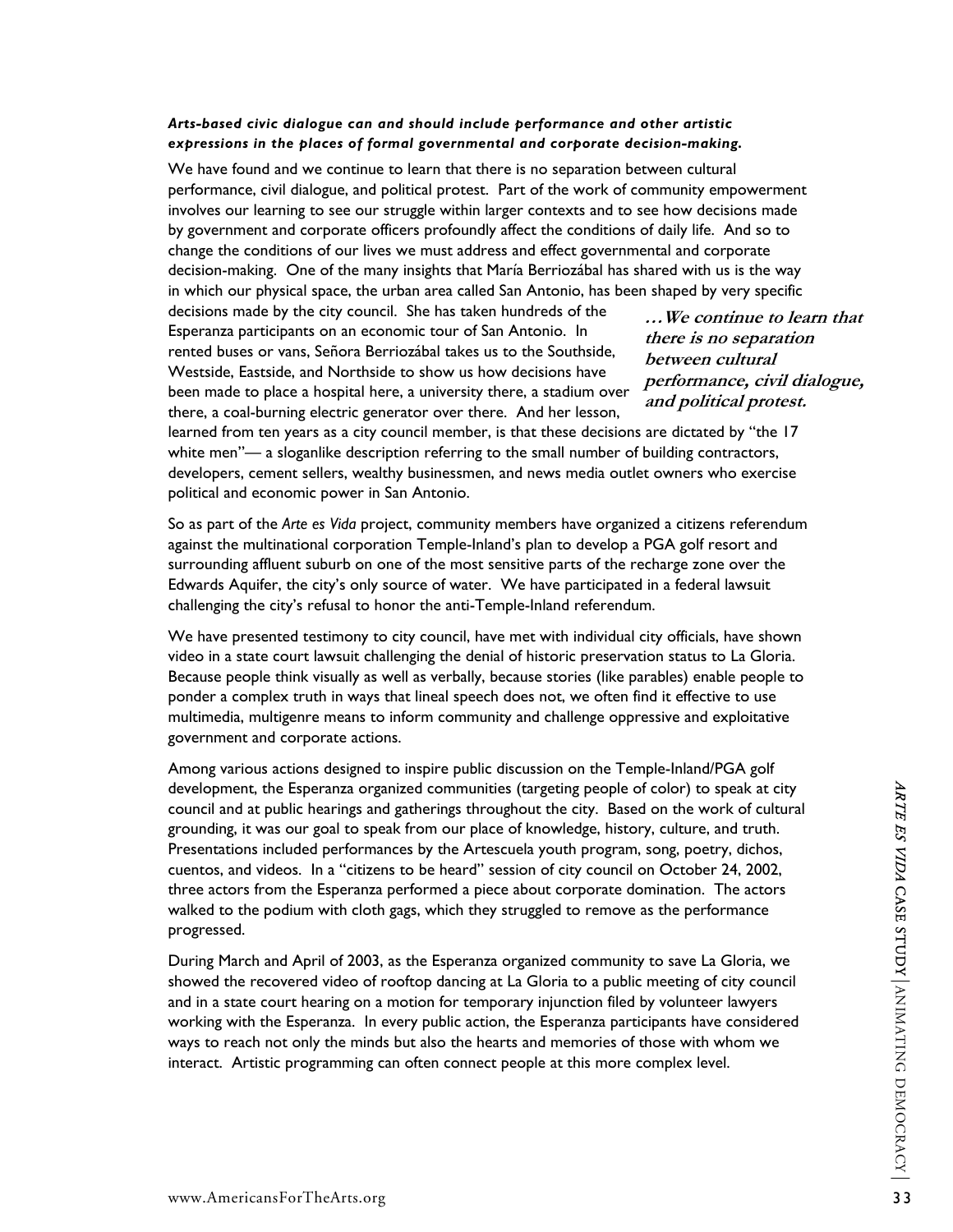***Arts-based civic dialogue can and should include performance and other artistic expressions in the places of formal governmental and corporate decision-making.***

We have found and we continue to learn that there is no separation between cultural performance, civil dialogue, and political protest. Part of the work of community empowerment involves our learning to see our struggle within larger contexts and to see how decisions made by government and corporate officers profoundly affect the conditions of daily life. And so to change the conditions of our lives we must address and effect governmental and corporate decision-making. One of the many insights that María Berriozábal has shared with us is the way in which our physical space, the urban area called San Antonio, has been shaped by very specific decisions made by the city council. She has taken hundreds of the Esperanza participants on an economic tour of San Antonio. In rented buses or vans, Señora Berriozábal takes us to the Southside, Westside, Eastside, and Northside to show us how decisions have been made to place a hospital here, a university there, a stadium over there, a coal-burning electric generator over there. And her lesson, learned from ten years as a city council member, is that these decisions are dictated by "the 17 white men"— a sloganlike description referring to the small number of building contractors, developers, cement sellers, wealthy businessmen, and news media outlet owners who exercise political and economic power in San Antonio.

***…We continue to learn that there is no separation between cultural performance, civil dialogue, and political protest.***

So as part of the *Arte es Vida* project, community members have organized a citizens referendum against the multinational corporation Temple-Inland's plan to develop a PGA golf resort and surrounding affluent suburb on one of the most sensitive parts of the recharge zone over the Edwards Aquifer, the city's only source of water. We have participated in a federal lawsuit challenging the city's refusal to honor the anti-Temple-Inland referendum.

We have presented testimony to city council, have met with individual city officials, have shown video in a state court lawsuit challenging the denial of historic preservation status to La Gloria. Because people think visually as well as verbally, because stories (like parables) enable people to ponder a complex truth in ways that lineal speech does not, we often find it effective to use multimedia, multigenre means to inform community and challenge oppressive and exploitative government and corporate actions.

Among various actions designed to inspire public discussion on the Temple-Inland/PGA golf development, the Esperanza organized communities (targeting people of color) to speak at city council and at public hearings and gatherings throughout the city. Based on the work of cultural grounding, it was our goal to speak from our place of knowledge, history, culture, and truth. Presentations included performances by the Artescuela youth program, song, poetry, dichos, cuentos, and videos. In a "citizens to be heard" session of city council on October 24, 2002, three actors from the Esperanza performed a piece about corporate domination. The actors walked to the podium with cloth gags, which they struggled to remove as the performance progressed.

During March and April of 2003, as the Esperanza organized community to save La Gloria, we showed the recovered video of rooftop dancing at La Gloria to a public meeting of city council and in a state court hearing on a motion for temporary injunction filed by volunteer lawyers working with the Esperanza. In every public action, the Esperanza participants have considered ways to reach not only the minds but also the hearts and memories of those with whom we interact. Artistic programming can often connect people at this more complex level.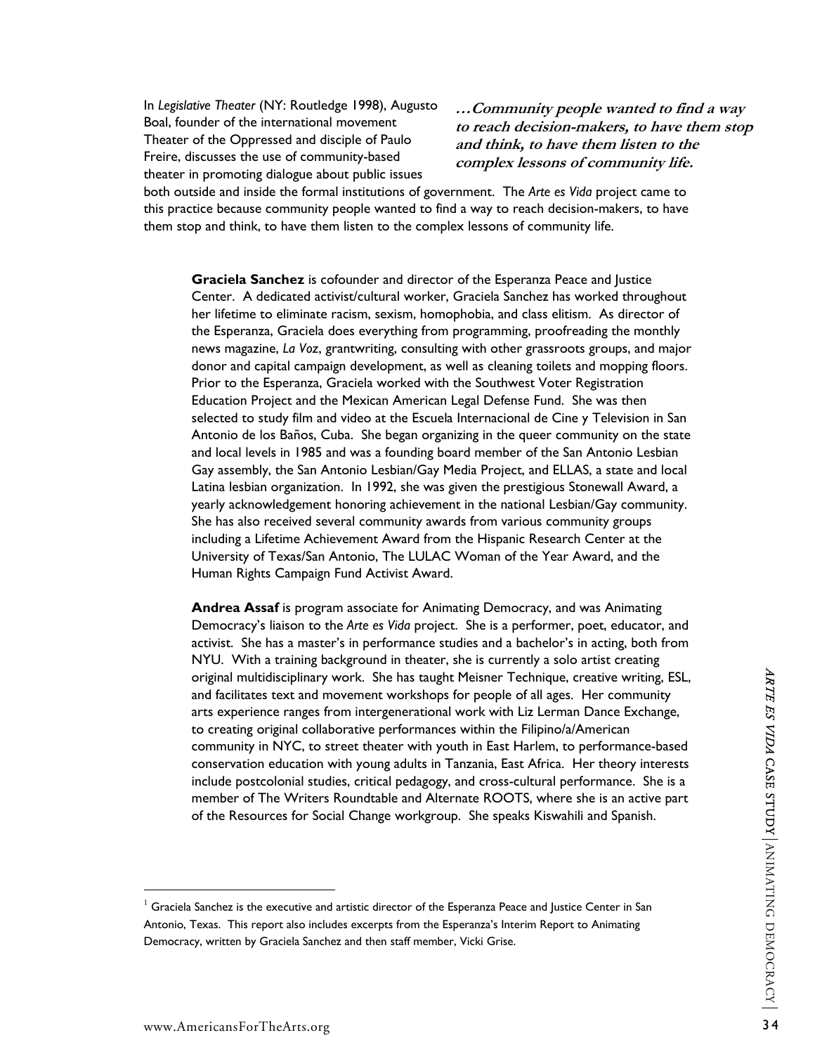In *Legislative Theater* (NY: Routledge 1998), Augusto Boal, founder of the international movement Theater of the Oppressed and disciple of Paulo Freire, discusses the use of community-based theater in promoting dialogue about public issues both outside and inside the formal institutions of government. The *Arte es Vida* project came to this practice because community people wanted to find a way to reach decision-makers, to have them stop and think, to have them listen to the complex lessons of community life.

***…Community people wanted to find a way to reach decision-makers, to have them stop and think, to have them listen to the complex lessons of community life.***

**Graciela Sanchez** is cofounder and director of the Esperanza Peace and Justice Center. A dedicated activist/cultural worker, Graciela Sanchez has worked throughout her lifetime to eliminate racism, sexism, homophobia, and class elitism. As director of the Esperanza, Graciela does everything from programming, proofreading the monthly news magazine, *La Voz*, grantwriting, consulting with other grassroots groups, and major donor and capital campaign development, as well as cleaning toilets and mopping floors. Prior to the Esperanza, Graciela worked with the Southwest Voter Registration Education Project and the Mexican American Legal Defense Fund. She was then selected to study film and video at the Escuela Internacional de Cine y Television in San Antonio de los Baños, Cuba. She began organizing in the queer community on the state and local levels in 1985 and was a founding board member of the San Antonio Lesbian Gay assembly, the San Antonio Lesbian/Gay Media Project, and ELLAS, a state and local Latina lesbian organization. In 1992, she was given the prestigious Stonewall Award, a yearly acknowledgement honoring achievement in the national Lesbian/Gay community. She has also received several community awards from various community groups including a Lifetime Achievement Award from the Hispanic Research Center at the University of Texas/San Antonio, The LULAC Woman of the Year Award, and the Human Rights Campaign Fund Activist Award.

**Andrea Assaf** is program associate for Animating Democracy, and was Animating Democracy's liaison to the *Arte es Vida* project. She is a performer, poet, educator, and activist. She has a master's in performance studies and a bachelor's in acting, both from NYU. With a training background in theater, she is currently a solo artist creating original multidisciplinary work. She has taught Meisner Technique, creative writing, ESL, and facilitates text and movement workshops for people of all ages. Her community arts experience ranges from intergenerational work with Liz Lerman Dance Exchange, to creating original collaborative performances within the Filipino/a/American community in NYC, to street theater with youth in East Harlem, to performance-based conservation education with young adults in Tanzania, East Africa. Her theory interests include postcolonial studies, critical pedagogy, and cross-cultural performance. She is a member of The Writers Roundtable and Alternate ROOTS, where she is an active part of the Resources for Social Change workgroup. She speaks Kiswahili and Spanish.

---

[1] Graciela Sanchez is the executive and artistic director of the Esperanza Peace and Justice Center in San Antonio, Texas. This report also includes excerpts from the Esperanza's Interim Report to Animating Democracy, written by Graciela Sanchez and then staff member, Vicki Grise.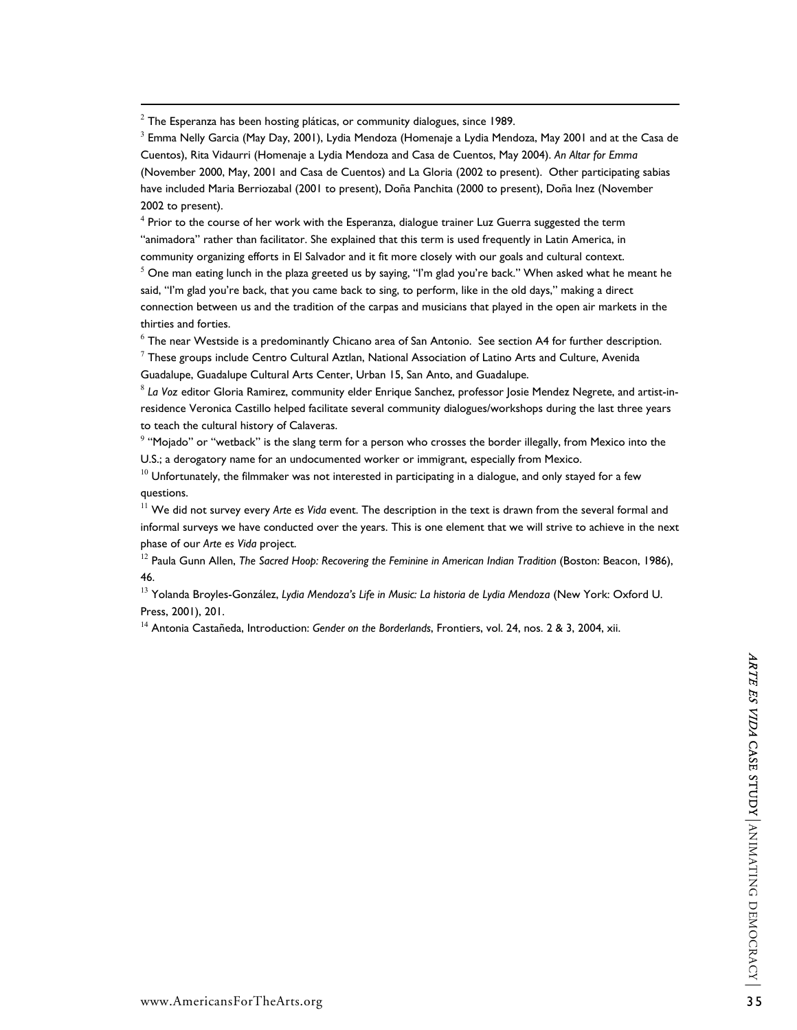[2] The Esperanza has been hosting pláticas, or community dialogues, since 1989.

[3] Emma Nelly Garcia (May Day, 2001), Lydia Mendoza (Homenaje a Lydia Mendoza, May 2001 and at the Casa de Cuentos), Rita Vidaurri (Homenaje a Lydia Mendoza and Casa de Cuentos, May 2004). *An Altar for Emma* (November 2000, May, 2001 and Casa de Cuentos) and La Gloria (2002 to present). Other participating sabias have included Maria Berriozabal (2001 to present), Doña Panchita (2000 to present), Doña Inez (November 2002 to present).

[4] Prior to the course of her work with the Esperanza, dialogue trainer Luz Guerra suggested the term "animadora" rather than facilitator. She explained that this term is used frequently in Latin America, in community organizing efforts in El Salvador and it fit more closely with our goals and cultural context.

[5] One man eating lunch in the plaza greeted us by saying, "I'm glad you're back." When asked what he meant he said, "I'm glad you're back, that you came back to sing, to perform, like in the old days," making a direct connection between us and the tradition of the carpas and musicians that played in the open air markets in the thirties and forties.

[6] The near Westside is a predominantly Chicano area of San Antonio. See section A4 for further description.

[7] These groups include Centro Cultural Aztlan, National Association of Latino Arts and Culture, Avenida Guadalupe, Guadalupe Cultural Arts Center, Urban 15, San Anto, and Guadalupe.

[8] *La Voz* editor Gloria Ramirez, community elder Enrique Sanchez, professor Josie Mendez Negrete, and artist-in-residence Veronica Castillo helped facilitate several community dialogues/workshops during the last three years to teach the cultural history of Calaveras.

[9] "Mojado" or "wetback" is the slang term for a person who crosses the border illegally, from Mexico into the U.S.; a derogatory name for an undocumented worker or immigrant, especially from Mexico.

[10] Unfortunately, the filmmaker was not interested in participating in a dialogue, and only stayed for a few questions.

[11] We did not survey every *Arte es Vida* event. The description in the text is drawn from the several formal and informal surveys we have conducted over the years. This is one element that we will strive to achieve in the next phase of our *Arte es Vida* project.

[12] Paula Gunn Allen, *The Sacred Hoop: Recovering the Feminine in American Indian Tradition* (Boston: Beacon, 1986), 46.

[13] Yolanda Broyles-González, *Lydia Mendoza's Life in Music: La historia de Lydia Mendoza* (New York: Oxford U. Press, 2001), 201.

[14] Antonia Castañeda, Introduction: *Gender on the Borderlands*, Frontiers, vol. 24, nos. 2 & 3, 2004, xii.